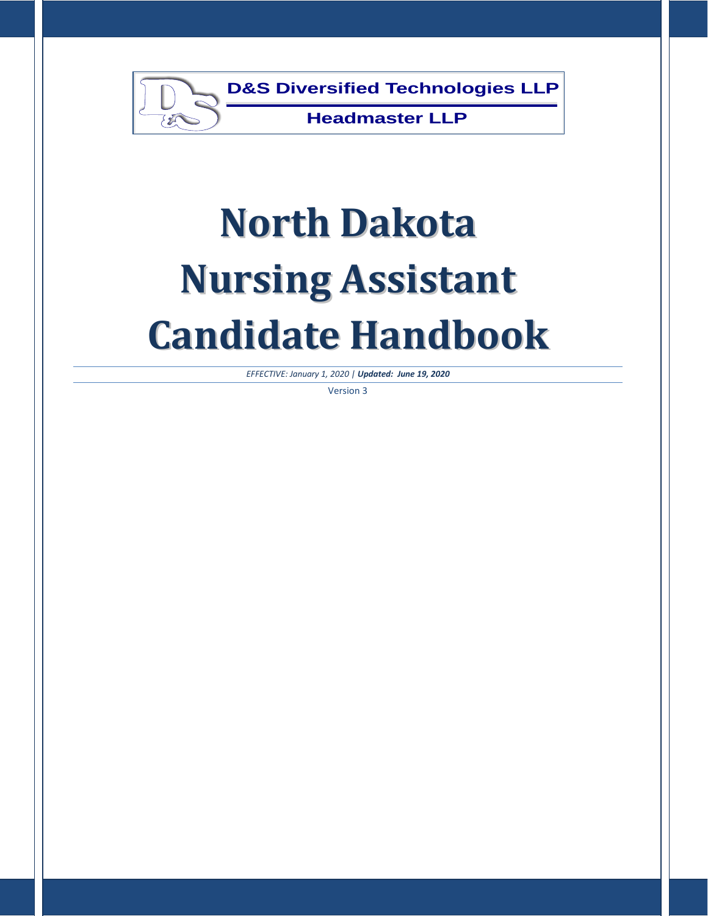**D&S Diversified Technologies LLP**

**Headmaster LLP**

# North Dakota Nursing Assistant Candidate Handbook

*EFFECTIVE: January 1, 2020 | **Updated: June 19, 2020***

Version 3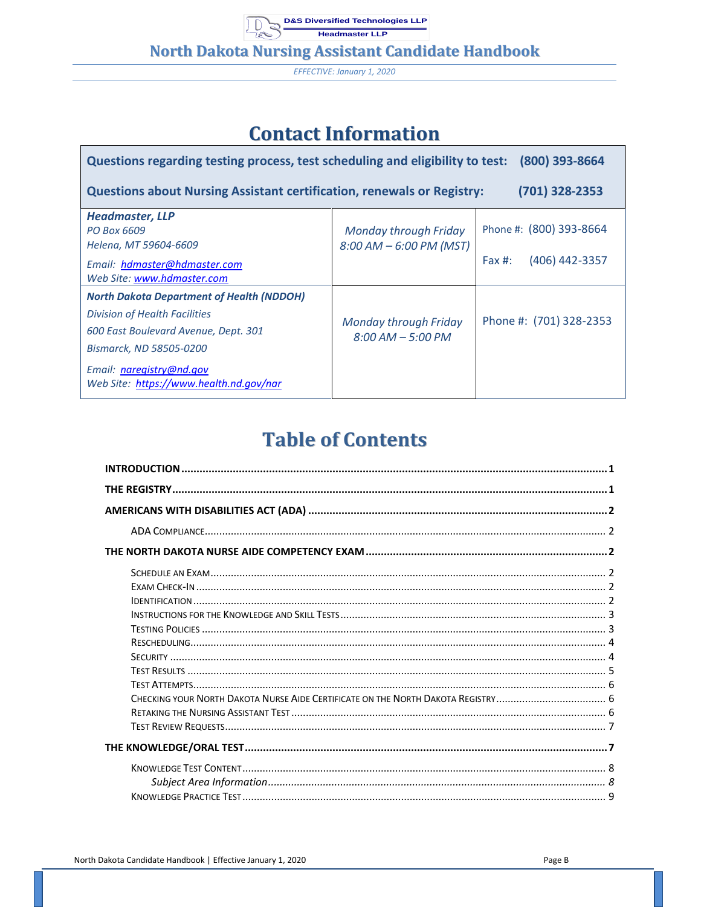# Contact Information

| Questions regarding testing process, test scheduling and eligibility to test: | | (800) 393-8664 |
|---|---|---|
| **Questions about Nursing Assistant certification, renewals or Registry:** | | **(701) 328-2353** |
| ***Headmaster, LLP***<br>*PO Box 6609*<br>*Helena, MT 59604-6609*<br>*Email: hdmaster@hdmaster.com*<br>*Web Site: www.hdmaster.com* | *Monday through Friday*<br>*8:00 AM – 6:00 PM (MST)* | Phone #: (800) 393-8664<br>Fax #: (406) 442-3357 |
| ***North Dakota Department of Health (NDDOH)***<br>*Division of Health Facilities*<br>*600 East Boulevard Avenue, Dept. 301*<br>*Bismarck, ND 58505-0200*<br>*Email: naregistry@nd.gov*<br>*Web Site: https://www.health.nd.gov/nar* | *Monday through Friday*<br>*8:00 AM – 5:00 PM* | Phone #: (701) 328-2353 |

# Table of Contents

**INTRODUCTION** ..... 1

**THE REGISTRY** ..... 1

**AMERICANS WITH DISABILITIES ACT (ADA)** ..... 2

- ADA Compliance ..... 2

**THE NORTH DAKOTA NURSE AIDE COMPETENCY EXAM** ..... 2

- Schedule an Exam ..... 2
- Exam Check-In ..... 2
- Identification ..... 2
- Instructions for the Knowledge and Skill Tests ..... 3
- Testing Policies ..... 3
- Rescheduling ..... 4
- Security ..... 4
- Test Results ..... 5
- Test Attempts ..... 6
- Checking your North Dakota Nurse Aide Certificate on the North Dakota Registry ..... 6
- Retaking the Nursing Assistant Test ..... 6
- Test Review Requests ..... 7

**THE KNOWLEDGE/ORAL TEST** ..... 7

- Knowledge Test Content ..... 8
  - *Subject Area Information* ..... 8
- Knowledge Practice Test ..... 9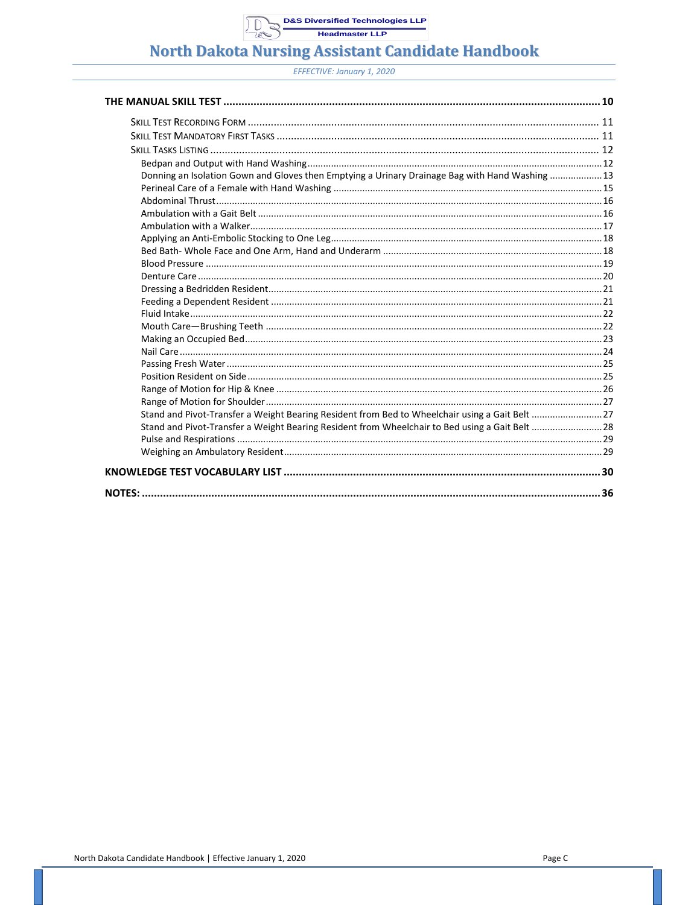**THE MANUAL SKILL TEST** .......... **10**

- SKILL TEST RECORDING FORM .......... 11
- SKILL TEST MANDATORY FIRST TASKS .......... 11
- SKILL TASKS LISTING .......... 12
  - Bedpan and Output with Hand Washing .......... 12
  - Donning an Isolation Gown and Gloves then Emptying a Urinary Drainage Bag with Hand Washing .......... 13
  - Perineal Care of a Female with Hand Washing .......... 15
  - Abdominal Thrust .......... 16
  - Ambulation with a Gait Belt .......... 16
  - Ambulation with a Walker .......... 17
  - Applying an Anti-Embolic Stocking to One Leg .......... 18
  - Bed Bath- Whole Face and One Arm, Hand and Underarm .......... 18
  - Blood Pressure .......... 19
  - Denture Care .......... 20
  - Dressing a Bedridden Resident .......... 21
  - Feeding a Dependent Resident .......... 21
  - Fluid Intake .......... 22
  - Mouth Care—Brushing Teeth .......... 22
  - Making an Occupied Bed .......... 23
  - Nail Care .......... 24
  - Passing Fresh Water .......... 25
  - Position Resident on Side .......... 25
  - Range of Motion for Hip & Knee .......... 26
  - Range of Motion for Shoulder .......... 27
  - Stand and Pivot-Transfer a Weight Bearing Resident from Bed to Wheelchair using a Gait Belt .......... 27
  - Stand and Pivot-Transfer a Weight Bearing Resident from Wheelchair to Bed using a Gait Belt .......... 28
  - Pulse and Respirations .......... 29
  - Weighing an Ambulatory Resident .......... 29

**KNOWLEDGE TEST VOCABULARY LIST** .......... **30**

**NOTES:** .......... **36**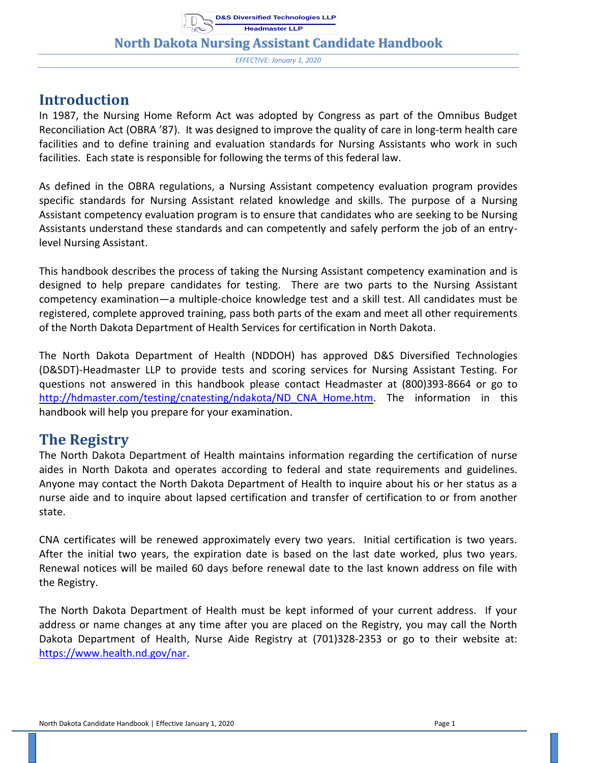## Introduction

In 1987, the Nursing Home Reform Act was adopted by Congress as part of the Omnibus Budget Reconciliation Act (OBRA '87). It was designed to improve the quality of care in long-term health care facilities and to define training and evaluation standards for Nursing Assistants who work in such facilities. Each state is responsible for following the terms of this federal law.

As defined in the OBRA regulations, a Nursing Assistant competency evaluation program provides specific standards for Nursing Assistant related knowledge and skills. The purpose of a Nursing Assistant competency evaluation program is to ensure that candidates who are seeking to be Nursing Assistants understand these standards and can competently and safely perform the job of an entry-level Nursing Assistant.

This handbook describes the process of taking the Nursing Assistant competency examination and is designed to help prepare candidates for testing. There are two parts to the Nursing Assistant competency examination—a multiple-choice knowledge test and a skill test. All candidates must be registered, complete approved training, pass both parts of the exam and meet all other requirements of the North Dakota Department of Health Services for certification in North Dakota.

The North Dakota Department of Health (NDDOH) has approved D&S Diversified Technologies (D&SDT)-Headmaster LLP to provide tests and scoring services for Nursing Assistant Testing. For questions not answered in this handbook please contact Headmaster at (800)393-8664 or go to http://hdmaster.com/testing/cnatesting/ndakota/ND_CNA_Home.htm. The information in this handbook will help you prepare for your examination.

## The Registry

The North Dakota Department of Health maintains information regarding the certification of nurse aides in North Dakota and operates according to federal and state requirements and guidelines. Anyone may contact the North Dakota Department of Health to inquire about his or her status as a nurse aide and to inquire about lapsed certification and transfer of certification to or from another state.

CNA certificates will be renewed approximately every two years. Initial certification is two years. After the initial two years, the expiration date is based on the last date worked, plus two years. Renewal notices will be mailed 60 days before renewal date to the last known address on file with the Registry.

The North Dakota Department of Health must be kept informed of your current address. If your address or name changes at any time after you are placed on the Registry, you may call the North Dakota Department of Health, Nurse Aide Registry at (701)328-2353 or go to their website at: https://www.health.nd.gov/nar.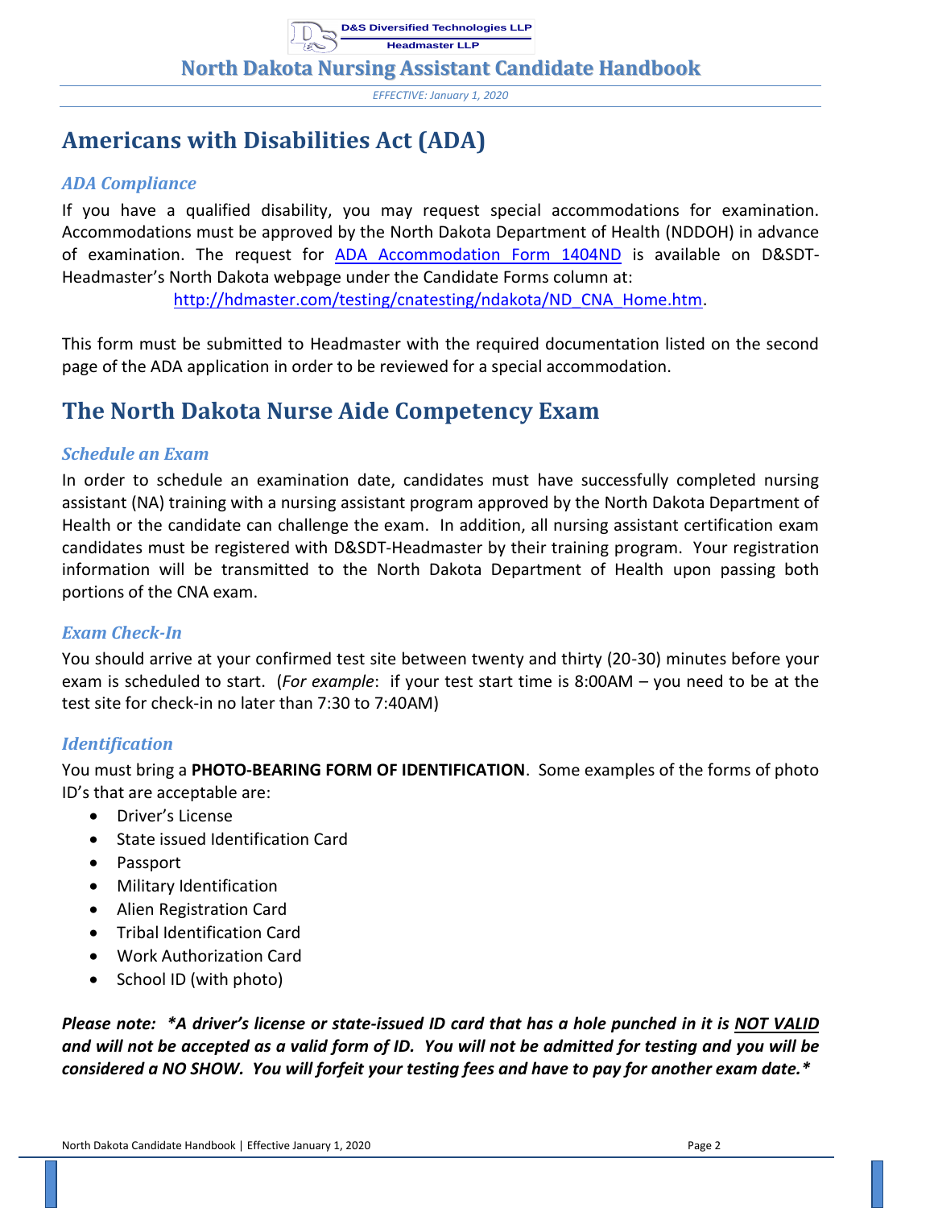# Americans with Disabilities Act (ADA)

### *ADA Compliance*

If you have a qualified disability, you may request special accommodations for examination. Accommodations must be approved by the North Dakota Department of Health (NDDOH) in advance of examination. The request for [ADA Accommodation Form 1404ND](http://hdmaster.com/testing/cnatesting/ndakota/ND_CNA_Home.htm) is available on D&SDT-Headmaster's North Dakota webpage under the Candidate Forms column at: [http://hdmaster.com/testing/cnatesting/ndakota/ND_CNA_Home.htm](http://hdmaster.com/testing/cnatesting/ndakota/ND_CNA_Home.htm).

This form must be submitted to Headmaster with the required documentation listed on the second page of the ADA application in order to be reviewed for a special accommodation.

# The North Dakota Nurse Aide Competency Exam

### *Schedule an Exam*

In order to schedule an examination date, candidates must have successfully completed nursing assistant (NA) training with a nursing assistant program approved by the North Dakota Department of Health or the candidate can challenge the exam. In addition, all nursing assistant certification exam candidates must be registered with D&SDT-Headmaster by their training program. Your registration information will be transmitted to the North Dakota Department of Health upon passing both portions of the CNA exam.

### *Exam Check-In*

You should arrive at your confirmed test site between twenty and thirty (20-30) minutes before your exam is scheduled to start. (*For example*: if your test start time is 8:00AM – you need to be at the test site for check-in no later than 7:30 to 7:40AM)

### *Identification*

You must bring a **PHOTO-BEARING FORM OF IDENTIFICATION**. Some examples of the forms of photo ID's that are acceptable are:

- Driver's License
- State issued Identification Card
- Passport
- Military Identification
- Alien Registration Card
- Tribal Identification Card
- Work Authorization Card
- School ID (with photo)

***Please note: *A driver's license or state-issued ID card that has a hole punched in it is <u>NOT VALID</u> and will not be accepted as a valid form of ID. You will not be admitted for testing and you will be considered a NO SHOW. You will forfeit your testing fees and have to pay for another exam date.****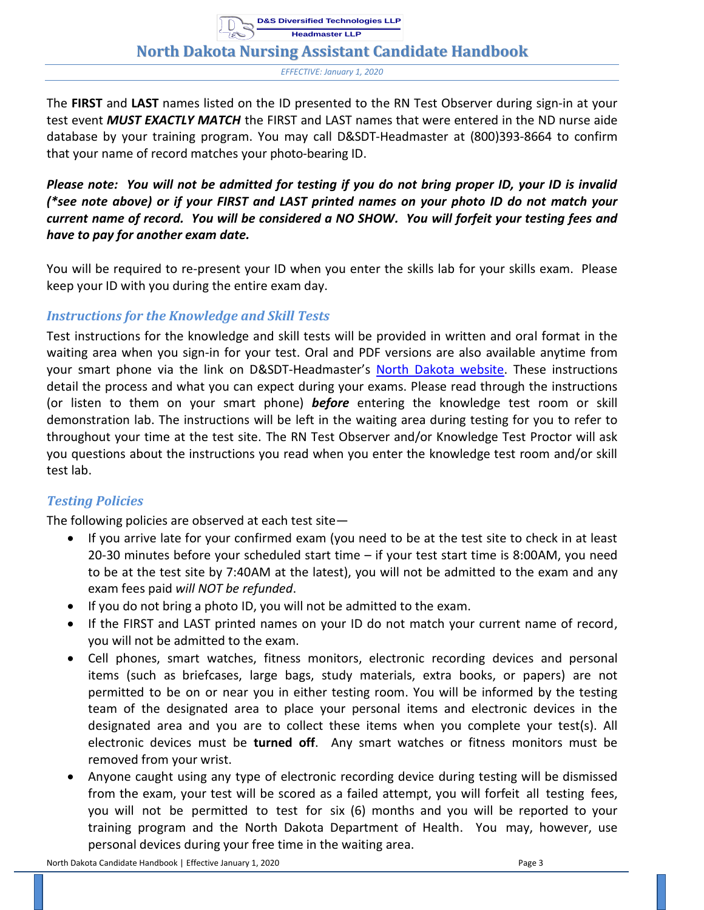The **FIRST** and **LAST** names listed on the ID presented to the RN Test Observer during sign-in at your test event ***MUST EXACTLY MATCH*** the FIRST and LAST names that were entered in the ND nurse aide database by your training program. You may call D&SDT-Headmaster at (800)393-8664 to confirm that your name of record matches your photo-bearing ID.

***Please note: You will not be admitted for testing if you do not bring proper ID, your ID is invalid (*see note above) or if your FIRST and LAST printed names on your photo ID do not match your current name of record. You will be considered a NO SHOW. You will forfeit your testing fees and have to pay for another exam date.***

You will be required to re-present your ID when you enter the skills lab for your skills exam. Please keep your ID with you during the entire exam day.

## *Instructions for the Knowledge and Skill Tests*

Test instructions for the knowledge and skill tests will be provided in written and oral format in the waiting area when you sign-in for your test. Oral and PDF versions are also available anytime from your smart phone via the link on D&SDT-Headmaster's North Dakota website. These instructions detail the process and what you can expect during your exams. Please read through the instructions (or listen to them on your smart phone) ***before*** entering the knowledge test room or skill demonstration lab. The instructions will be left in the waiting area during testing for you to refer to throughout your time at the test site. The RN Test Observer and/or Knowledge Test Proctor will ask you questions about the instructions you read when you enter the knowledge test room and/or skill test lab.

## *Testing Policies*

The following policies are observed at each test site—

- If you arrive late for your confirmed exam (you need to be at the test site to check in at least 20-30 minutes before your scheduled start time – if your test start time is 8:00AM, you need to be at the test site by 7:40AM at the latest), you will not be admitted to the exam and any exam fees paid *will NOT be refunded*.
- If you do not bring a photo ID, you will not be admitted to the exam.
- If the FIRST and LAST printed names on your ID do not match your current name of record, you will not be admitted to the exam.
- Cell phones, smart watches, fitness monitors, electronic recording devices and personal items (such as briefcases, large bags, study materials, extra books, or papers) are not permitted to be on or near you in either testing room. You will be informed by the testing team of the designated area to place your personal items and electronic devices in the designated area and you are to collect these items when you complete your test(s). All electronic devices must be **turned off**. Any smart watches or fitness monitors must be removed from your wrist.
- Anyone caught using any type of electronic recording device during testing will be dismissed from the exam, your test will be scored as a failed attempt, you will forfeit all testing fees, you will not be permitted to test for six (6) months and you will be reported to your training program and the North Dakota Department of Health. You may, however, use personal devices during your free time in the waiting area.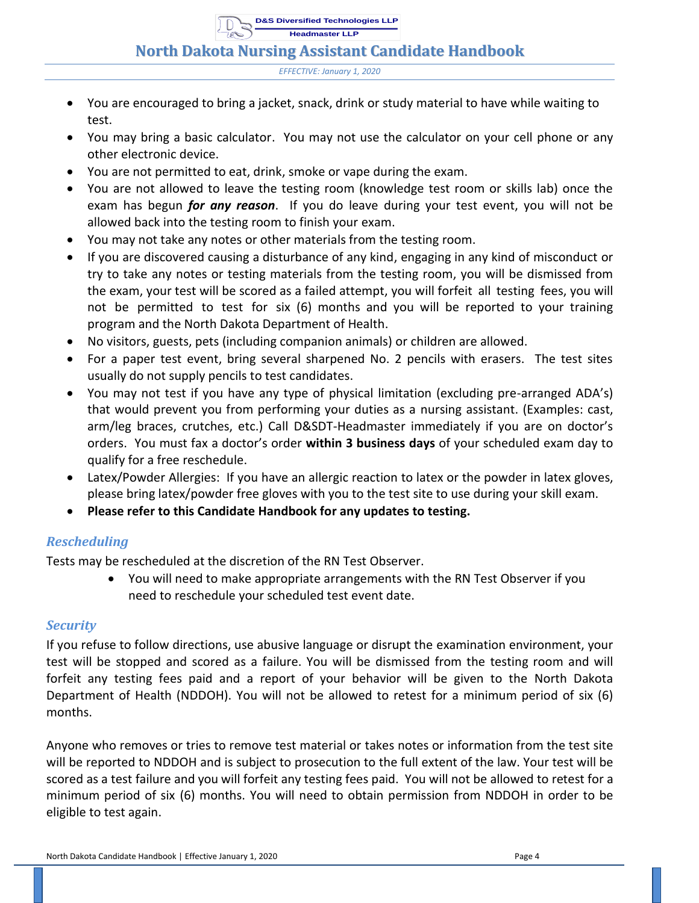- You are encouraged to bring a jacket, snack, drink or study material to have while waiting to test.
- You may bring a basic calculator. You may not use the calculator on your cell phone or any other electronic device.
- You are not permitted to eat, drink, smoke or vape during the exam.
- You are not allowed to leave the testing room (knowledge test room or skills lab) once the exam has begun ***for any reason***. If you do leave during your test event, you will not be allowed back into the testing room to finish your exam.
- You may not take any notes or other materials from the testing room.
- If you are discovered causing a disturbance of any kind, engaging in any kind of misconduct or try to take any notes or testing materials from the testing room, you will be dismissed from the exam, your test will be scored as a failed attempt, you will forfeit all testing fees, you will not be permitted to test for six (6) months and you will be reported to your training program and the North Dakota Department of Health.
- No visitors, guests, pets (including companion animals) or children are allowed.
- For a paper test event, bring several sharpened No. 2 pencils with erasers. The test sites usually do not supply pencils to test candidates.
- You may not test if you have any type of physical limitation (excluding pre-arranged ADA's) that would prevent you from performing your duties as a nursing assistant. (Examples: cast, arm/leg braces, crutches, etc.) Call D&SDT-Headmaster immediately if you are on doctor's orders. You must fax a doctor's order **within 3 business days** of your scheduled exam day to qualify for a free reschedule.
- Latex/Powder Allergies: If you have an allergic reaction to latex or the powder in latex gloves, please bring latex/powder free gloves with you to the test site to use during your skill exam.
- **Please refer to this Candidate Handbook for any updates to testing.**

## *Rescheduling*

Tests may be rescheduled at the discretion of the RN Test Observer.

- You will need to make appropriate arrangements with the RN Test Observer if you need to reschedule your scheduled test event date.

## *Security*

If you refuse to follow directions, use abusive language or disrupt the examination environment, your test will be stopped and scored as a failure. You will be dismissed from the testing room and will forfeit any testing fees paid and a report of your behavior will be given to the North Dakota Department of Health (NDDOH). You will not be allowed to retest for a minimum period of six (6) months.

Anyone who removes or tries to remove test material or takes notes or information from the test site will be reported to NDDOH and is subject to prosecution to the full extent of the law. Your test will be scored as a test failure and you will forfeit any testing fees paid. You will not be allowed to retest for a minimum period of six (6) months. You will need to obtain permission from NDDOH in order to be eligible to test again.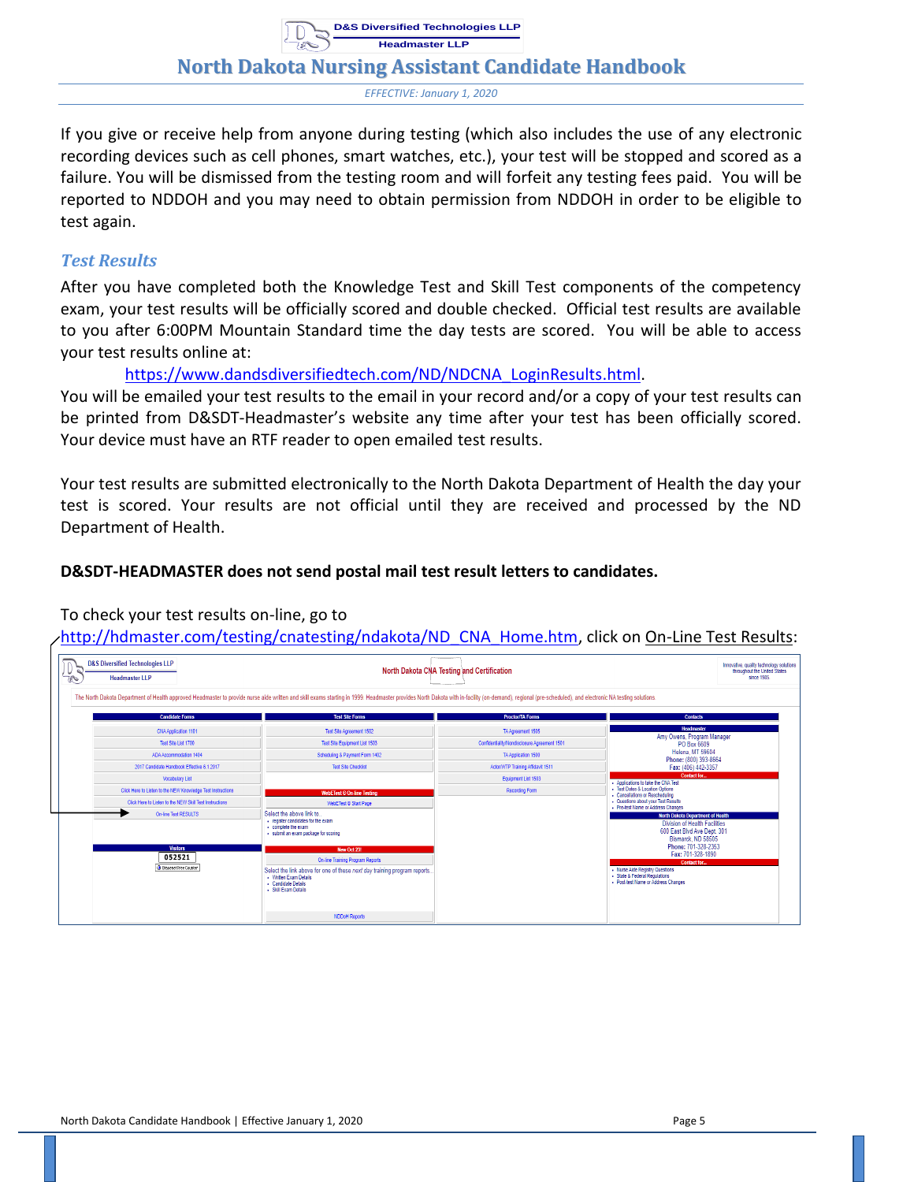If you give or receive help from anyone during testing (which also includes the use of any electronic recording devices such as cell phones, smart watches, etc.), your test will be stopped and scored as a failure. You will be dismissed from the testing room and will forfeit any testing fees paid. You will be reported to NDDOH and you may need to obtain permission from NDDOH in order to be eligible to test again.

### *Test Results*

After you have completed both the Knowledge Test and Skill Test components of the competency exam, your test results will be officially scored and double checked. Official test results are available to you after 6:00PM Mountain Standard time the day tests are scored. You will be able to access your test results online at:

https://www.dandsdiversifiedtech.com/ND/NDCNA_LoginResults.html.

You will be emailed your test results to the email in your record and/or a copy of your test results can be printed from D&SDT-Headmaster's website any time after your test has been officially scored. Your device must have an RTF reader to open emailed test results.

Your test results are submitted electronically to the North Dakota Department of Health the day your test is scored. Your results are not official until they are received and processed by the ND Department of Health.

**D&SDT-HEADMASTER does not send postal mail test result letters to candidates.**

To check your test results on-line, go to http://hdmaster.com/testing/cnatesting/ndakota/ND_CNA_Home.htm, click on On-Line Test Results: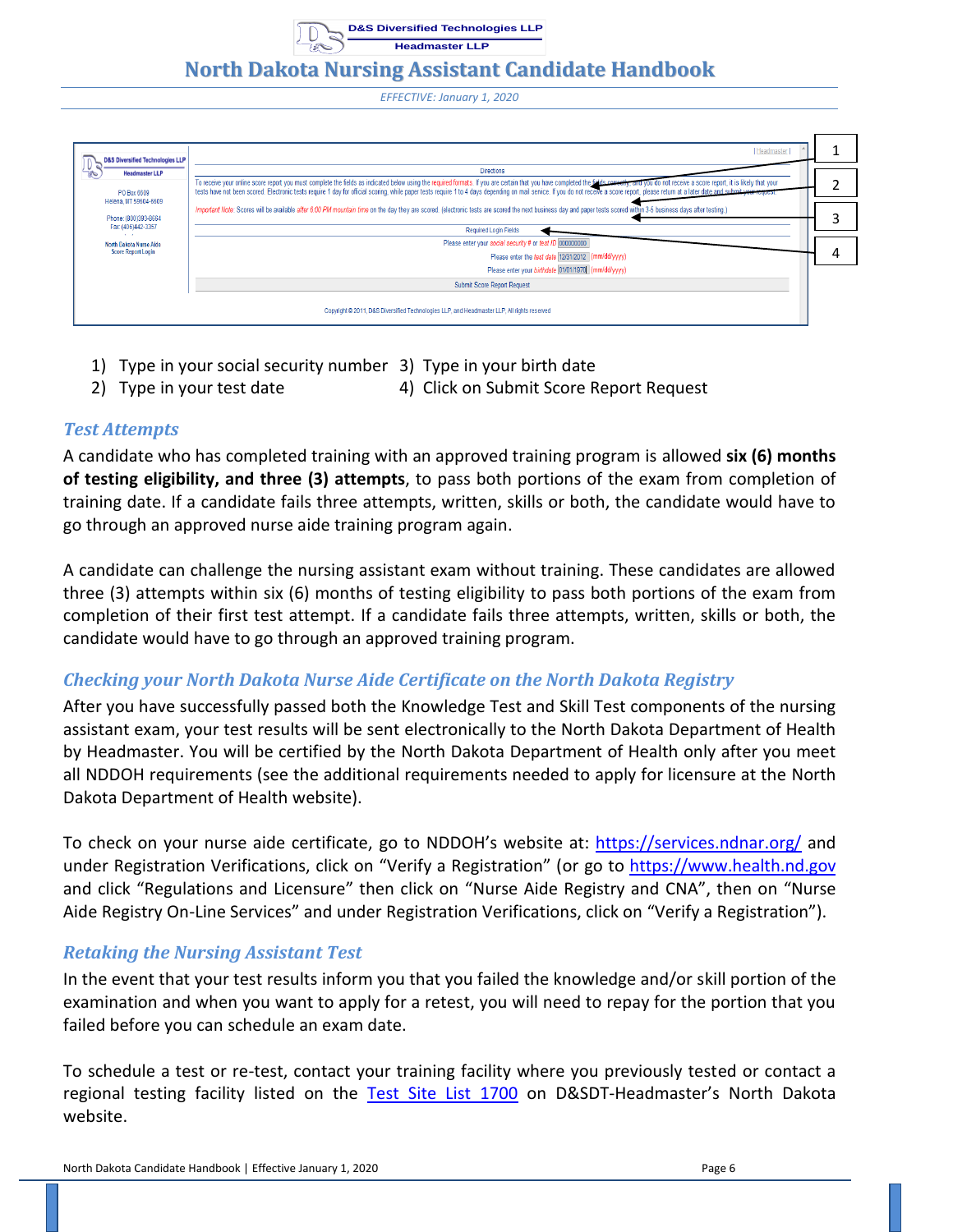1) Type in your social security number
2) Type in your test date
3) Type in your birth date
4) Click on Submit Score Report Request

### *Test Attempts*

A candidate who has completed training with an approved training program is allowed **six (6) months of testing eligibility, and three (3) attempts**, to pass both portions of the exam from completion of training date. If a candidate fails three attempts, written, skills or both, the candidate would have to go through an approved nurse aide training program again.

A candidate can challenge the nursing assistant exam without training. These candidates are allowed three (3) attempts within six (6) months of testing eligibility to pass both portions of the exam from completion of their first test attempt. If a candidate fails three attempts, written, skills or both, the candidate would have to go through an approved training program.

### *Checking your North Dakota Nurse Aide Certificate on the North Dakota Registry*

After you have successfully passed both the Knowledge Test and Skill Test components of the nursing assistant exam, your test results will be sent electronically to the North Dakota Department of Health by Headmaster. You will be certified by the North Dakota Department of Health only after you meet all NDDOH requirements (see the additional requirements needed to apply for licensure at the North Dakota Department of Health website).

To check on your nurse aide certificate, go to NDDOH's website at: https://services.ndnar.org/ and under Registration Verifications, click on "Verify a Registration" (or go to https://www.health.nd.gov and click "Regulations and Licensure" then click on "Nurse Aide Registry and CNA", then on "Nurse Aide Registry On-Line Services" and under Registration Verifications, click on "Verify a Registration").

### *Retaking the Nursing Assistant Test*

In the event that your test results inform you that you failed the knowledge and/or skill portion of the examination and when you want to apply for a retest, you will need to repay for the portion that you failed before you can schedule an exam date.

To schedule a test or re-test, contact your training facility where you previously tested or contact a regional testing facility listed on the Test Site List 1700 on D&SDT-Headmaster's North Dakota website.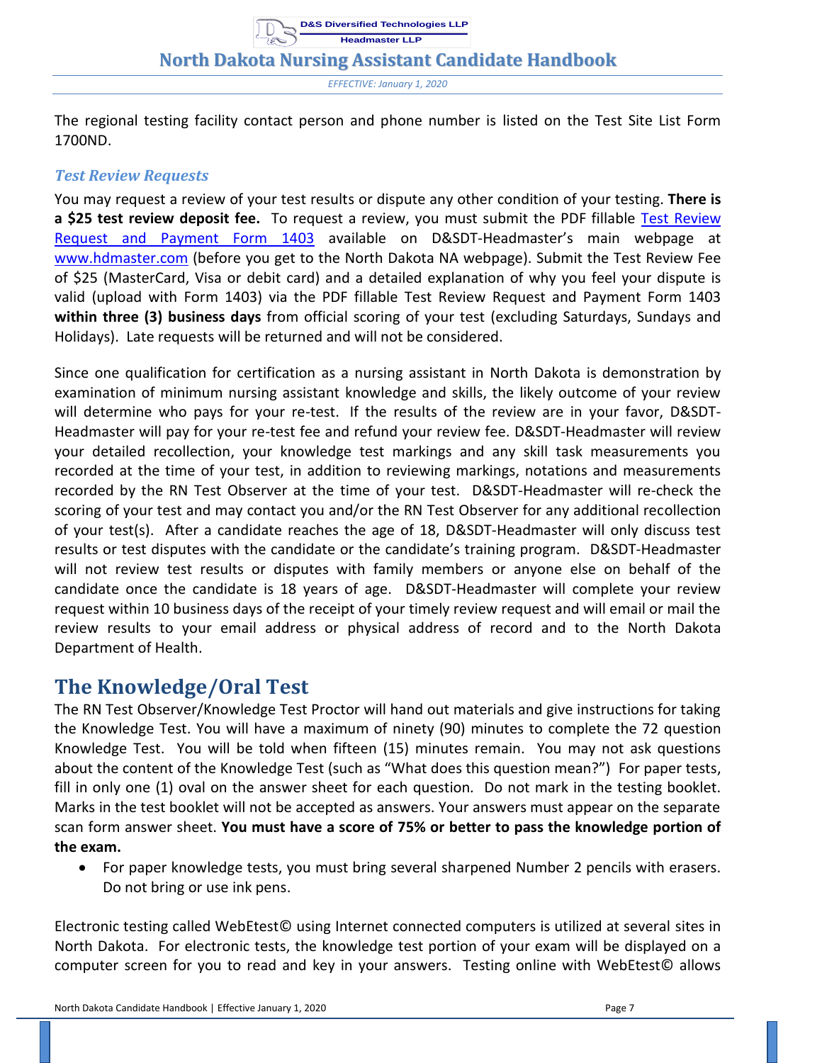The regional testing facility contact person and phone number is listed on the Test Site List Form 1700ND.

### Test Review Requests

You may request a review of your test results or dispute any other condition of your testing. **There is a $25 test review deposit fee.** To request a review, you must submit the PDF fillable Test Review Request and Payment Form 1403 available on D&SDT-Headmaster's main webpage at www.hdmaster.com (before you get to the North Dakota NA webpage). Submit the Test Review Fee of $25 (MasterCard, Visa or debit card) and a detailed explanation of why you feel your dispute is valid (upload with Form 1403) via the PDF fillable Test Review Request and Payment Form 1403 **within three (3) business days** from official scoring of your test (excluding Saturdays, Sundays and Holidays). Late requests will be returned and will not be considered.

Since one qualification for certification as a nursing assistant in North Dakota is demonstration by examination of minimum nursing assistant knowledge and skills, the likely outcome of your review will determine who pays for your re-test. If the results of the review are in your favor, D&SDT-Headmaster will pay for your re-test fee and refund your review fee. D&SDT-Headmaster will review your detailed recollection, your knowledge test markings and any skill task measurements you recorded at the time of your test, in addition to reviewing markings, notations and measurements recorded by the RN Test Observer at the time of your test. D&SDT-Headmaster will re-check the scoring of your test and may contact you and/or the RN Test Observer for any additional recollection of your test(s). After a candidate reaches the age of 18, D&SDT-Headmaster will only discuss test results or test disputes with the candidate or the candidate's training program. D&SDT-Headmaster will not review test results or disputes with family members or anyone else on behalf of the candidate once the candidate is 18 years of age. D&SDT-Headmaster will complete your review request within 10 business days of the receipt of your timely review request and will email or mail the review results to your email address or physical address of record and to the North Dakota Department of Health.

## The Knowledge/Oral Test

The RN Test Observer/Knowledge Test Proctor will hand out materials and give instructions for taking the Knowledge Test. You will have a maximum of ninety (90) minutes to complete the 72 question Knowledge Test. You will be told when fifteen (15) minutes remain. You may not ask questions about the content of the Knowledge Test (such as "What does this question mean?") For paper tests, fill in only one (1) oval on the answer sheet for each question. Do not mark in the testing booklet. Marks in the test booklet will not be accepted as answers. Your answers must appear on the separate scan form answer sheet. **You must have a score of 75% or better to pass the knowledge portion of the exam.**

- For paper knowledge tests, you must bring several sharpened Number 2 pencils with erasers. Do not bring or use ink pens.

Electronic testing called WebEtest© using Internet connected computers is utilized at several sites in North Dakota. For electronic tests, the knowledge test portion of your exam will be displayed on a computer screen for you to read and key in your answers. Testing online with WebEtest© allows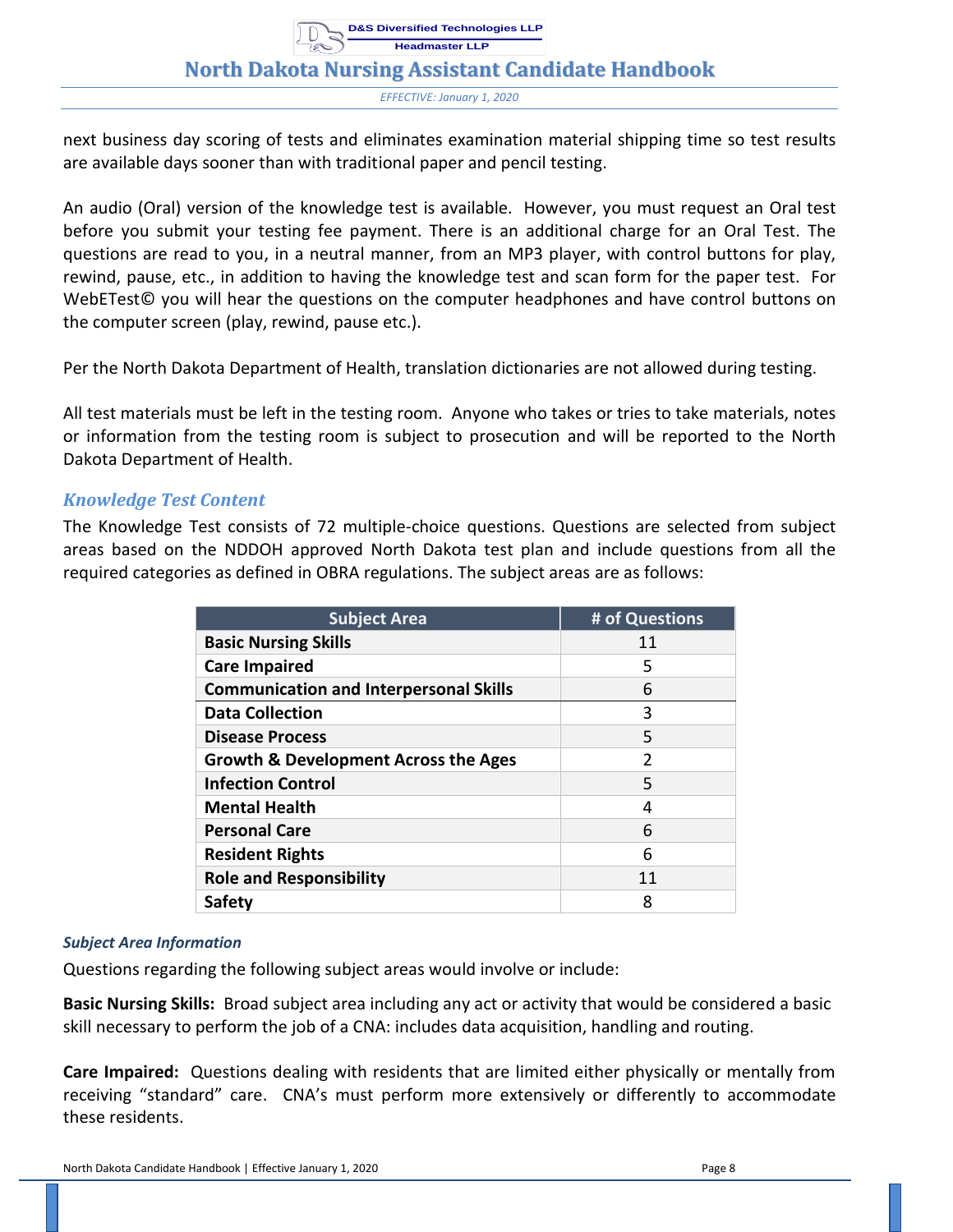next business day scoring of tests and eliminates examination material shipping time so test results are available days sooner than with traditional paper and pencil testing.

An audio (Oral) version of the knowledge test is available. However, you must request an Oral test before you submit your testing fee payment. There is an additional charge for an Oral Test. The questions are read to you, in a neutral manner, from an MP3 player, with control buttons for play, rewind, pause, etc., in addition to having the knowledge test and scan form for the paper test. For WebETest© you will hear the questions on the computer headphones and have control buttons on the computer screen (play, rewind, pause etc.).

Per the North Dakota Department of Health, translation dictionaries are not allowed during testing.

All test materials must be left in the testing room. Anyone who takes or tries to take materials, notes or information from the testing room is subject to prosecution and will be reported to the North Dakota Department of Health.

## *Knowledge Test Content*

The Knowledge Test consists of 72 multiple-choice questions. Questions are selected from subject areas based on the NDDOH approved North Dakota test plan and include questions from all the required categories as defined in OBRA regulations. The subject areas are as follows:

| Subject Area | # of Questions |
|---|---|
| **Basic Nursing Skills** | 11 |
| **Care Impaired** | 5 |
| **Communication and Interpersonal Skills** | 6 |
| **Data Collection** | 3 |
| **Disease Process** | 5 |
| **Growth & Development Across the Ages** | 2 |
| **Infection Control** | 5 |
| **Mental Health** | 4 |
| **Personal Care** | 6 |
| **Resident Rights** | 6 |
| **Role and Responsibility** | 11 |
| **Safety** | 8 |

### *Subject Area Information*

Questions regarding the following subject areas would involve or include:

**Basic Nursing Skills:** Broad subject area including any act or activity that would be considered a basic skill necessary to perform the job of a CNA: includes data acquisition, handling and routing.

**Care Impaired:** Questions dealing with residents that are limited either physically or mentally from receiving "standard" care. CNA's must perform more extensively or differently to accommodate these residents.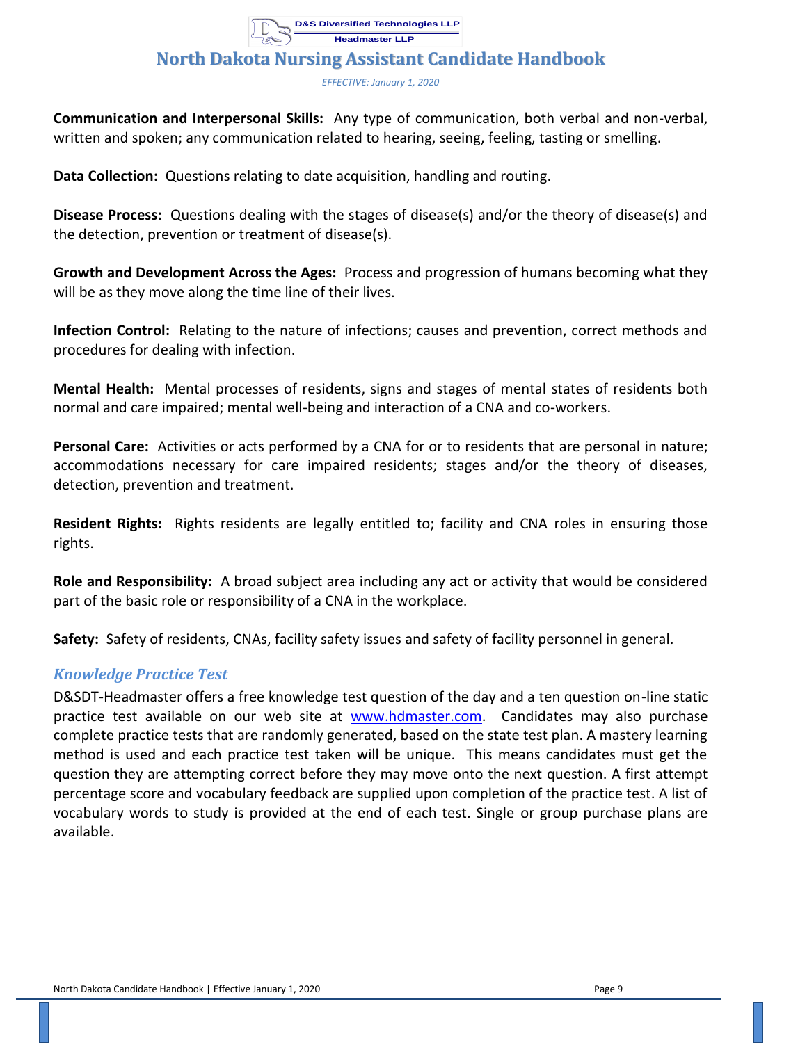**Communication and Interpersonal Skills:** Any type of communication, both verbal and non-verbal, written and spoken; any communication related to hearing, seeing, feeling, tasting or smelling.

**Data Collection:** Questions relating to date acquisition, handling and routing.

**Disease Process:** Questions dealing with the stages of disease(s) and/or the theory of disease(s) and the detection, prevention or treatment of disease(s).

**Growth and Development Across the Ages:** Process and progression of humans becoming what they will be as they move along the time line of their lives.

**Infection Control:** Relating to the nature of infections; causes and prevention, correct methods and procedures for dealing with infection.

**Mental Health:** Mental processes of residents, signs and stages of mental states of residents both normal and care impaired; mental well-being and interaction of a CNA and co-workers.

**Personal Care:** Activities or acts performed by a CNA for or to residents that are personal in nature; accommodations necessary for care impaired residents; stages and/or the theory of diseases, detection, prevention and treatment.

**Resident Rights:** Rights residents are legally entitled to; facility and CNA roles in ensuring those rights.

**Role and Responsibility:** A broad subject area including any act or activity that would be considered part of the basic role or responsibility of a CNA in the workplace.

**Safety:** Safety of residents, CNAs, facility safety issues and safety of facility personnel in general.

### *Knowledge Practice Test*

D&SDT-Headmaster offers a free knowledge test question of the day and a ten question on-line static practice test available on our web site at [www.hdmaster.com](http://www.hdmaster.com). Candidates may also purchase complete practice tests that are randomly generated, based on the state test plan. A mastery learning method is used and each practice test taken will be unique. This means candidates must get the question they are attempting correct before they may move onto the next question. A first attempt percentage score and vocabulary feedback are supplied upon completion of the practice test. A list of vocabulary words to study is provided at the end of each test. Single or group purchase plans are available.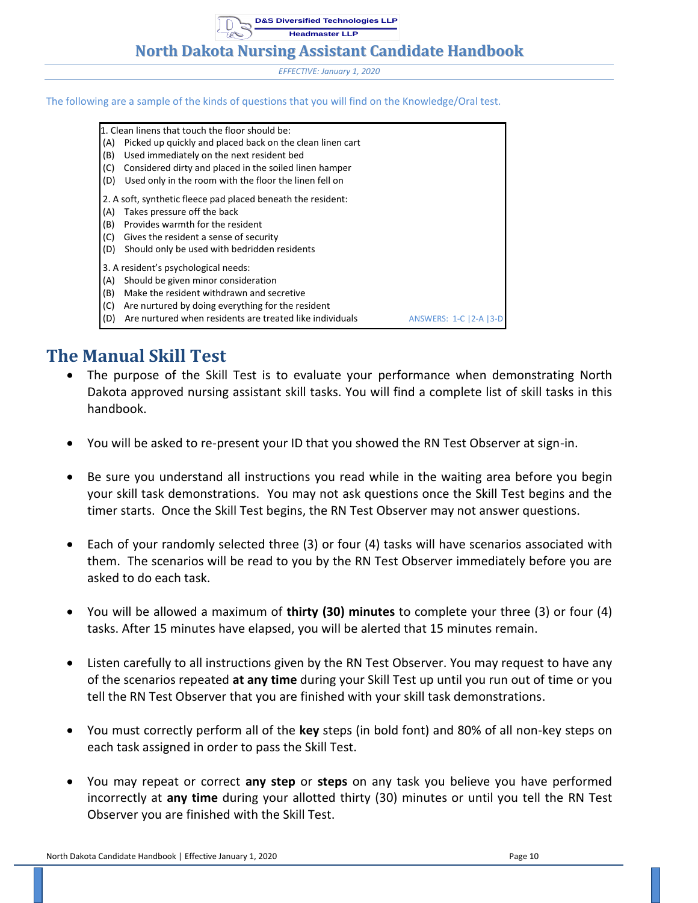The following are a sample of the kinds of questions that you will find on the Knowledge/Oral test.

1. Clean linens that touch the floor should be:
   (A) Picked up quickly and placed back on the clean linen cart
   (B) Used immediately on the next resident bed
   (C) Considered dirty and placed in the soiled linen hamper
   (D) Used only in the room with the floor the linen fell on

2. A soft, synthetic fleece pad placed beneath the resident:
   (A) Takes pressure off the back
   (B) Provides warmth for the resident
   (C) Gives the resident a sense of security
   (D) Should only be used with bedridden residents

3. A resident's psychological needs:
   (A) Should be given minor consideration
   (B) Make the resident withdrawn and secretive
   (C) Are nurtured by doing everything for the resident
   (D) Are nurtured when residents are treated like individuals

ANSWERS: 1-C | 2-A | 3-D

## The Manual Skill Test

- The purpose of the Skill Test is to evaluate your performance when demonstrating North Dakota approved nursing assistant skill tasks. You will find a complete list of skill tasks in this handbook.
- You will be asked to re-present your ID that you showed the RN Test Observer at sign-in.
- Be sure you understand all instructions you read while in the waiting area before you begin your skill task demonstrations. You may not ask questions once the Skill Test begins and the timer starts. Once the Skill Test begins, the RN Test Observer may not answer questions.
- Each of your randomly selected three (3) or four (4) tasks will have scenarios associated with them. The scenarios will be read to you by the RN Test Observer immediately before you are asked to do each task.
- You will be allowed a maximum of **thirty (30) minutes** to complete your three (3) or four (4) tasks. After 15 minutes have elapsed, you will be alerted that 15 minutes remain.
- Listen carefully to all instructions given by the RN Test Observer. You may request to have any of the scenarios repeated **at any time** during your Skill Test up until you run out of time or you tell the RN Test Observer that you are finished with your skill task demonstrations.
- You must correctly perform all of the **key** steps (in bold font) and 80% of all non-key steps on each task assigned in order to pass the Skill Test.
- You may repeat or correct **any step** or **steps** on any task you believe you have performed incorrectly at **any time** during your allotted thirty (30) minutes or until you tell the RN Test Observer you are finished with the Skill Test.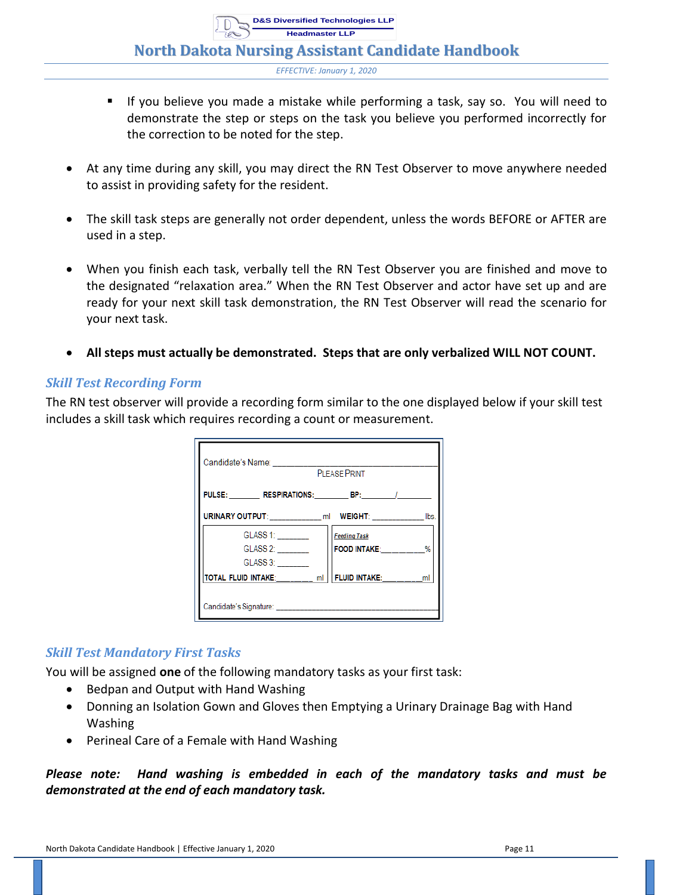- If you believe you made a mistake while performing a task, say so. You will need to demonstrate the step or steps on the task you believe you performed incorrectly for the correction to be noted for the step.

- At any time during any skill, you may direct the RN Test Observer to move anywhere needed to assist in providing safety for the resident.

- The skill task steps are generally not order dependent, unless the words BEFORE or AFTER are used in a step.

- When you finish each task, verbally tell the RN Test Observer you are finished and move to the designated "relaxation area." When the RN Test Observer and actor have set up and are ready for your next skill task demonstration, the RN Test Observer will read the scenario for your next task.

- **All steps must actually be demonstrated. Steps that are only verbalized WILL NOT COUNT.**

## *Skill Test Recording Form*

The RN test observer will provide a recording form similar to the one displayed below if your skill test includes a skill task which requires recording a count or measurement.

Candidate's Name: ______________________________

PLEASE PRINT

**PULSE:** _______ **RESPIRATIONS:** _______ **BP:** _______/_______

**URINARY OUTPUT:** ___________ ml **WEIGHT:** ___________ lbs.

| | |
|---|---|
| GLASS 1: _______ | *Feeding Task* |
| GLASS 2: _______ | **FOOD INTAKE:** _________% |
| GLASS 3: _______ | |
| **TOTAL FLUID INTAKE:** _______ ml | **FLUID INTAKE:** _______ml |

Candidate's Signature: ______________________________

## *Skill Test Mandatory First Tasks*

You will be assigned **one** of the following mandatory tasks as your first task:

- Bedpan and Output with Hand Washing
- Donning an Isolation Gown and Gloves then Emptying a Urinary Drainage Bag with Hand Washing
- Perineal Care of a Female with Hand Washing

***Please note: Hand washing is embedded in each of the mandatory tasks and must be demonstrated at the end of each mandatory task.***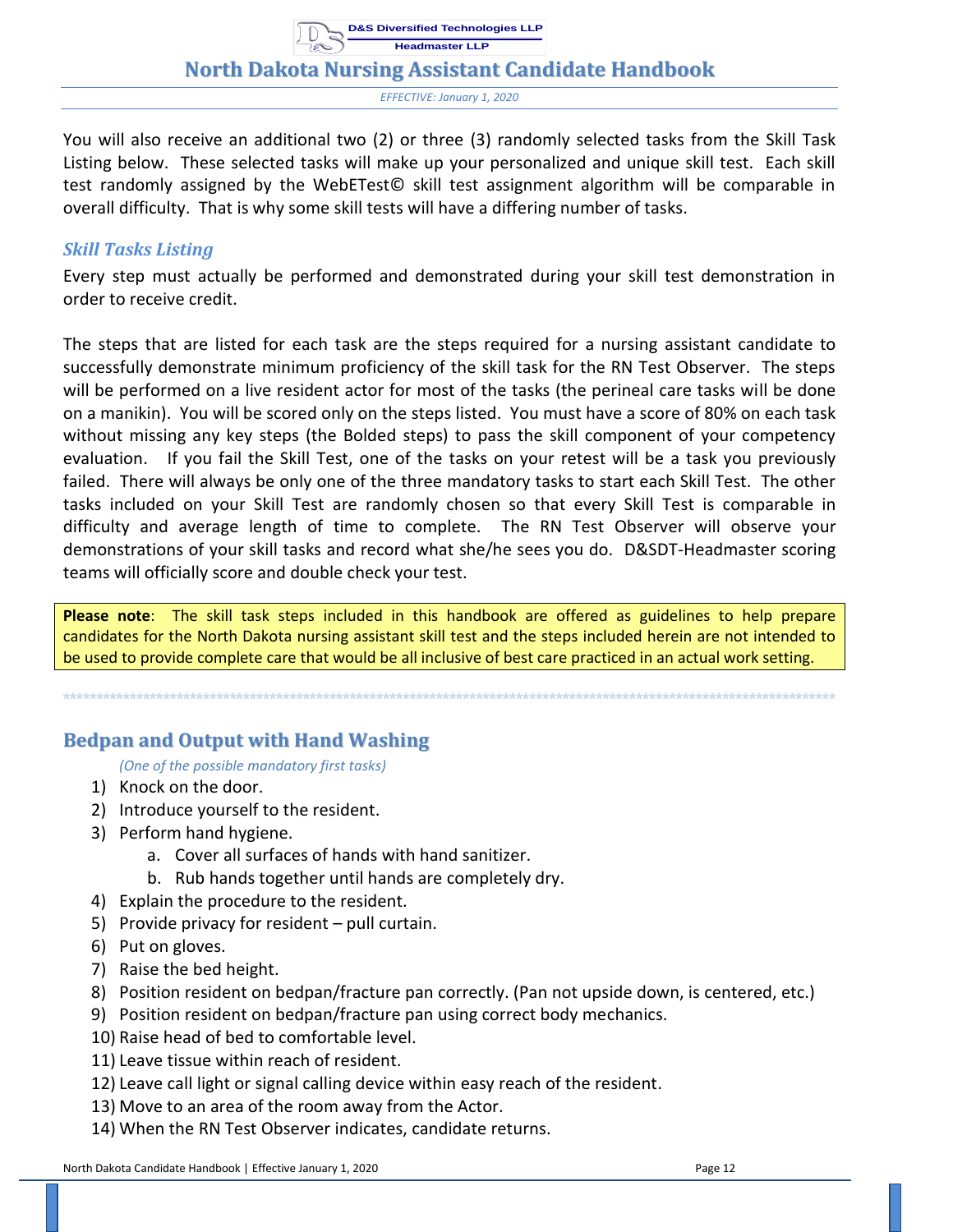You will also receive an additional two (2) or three (3) randomly selected tasks from the Skill Task Listing below. These selected tasks will make up your personalized and unique skill test. Each skill test randomly assigned by the WebETest© skill test assignment algorithm will be comparable in overall difficulty. That is why some skill tests will have a differing number of tasks.

### *Skill Tasks Listing*

Every step must actually be performed and demonstrated during your skill test demonstration in order to receive credit.

The steps that are listed for each task are the steps required for a nursing assistant candidate to successfully demonstrate minimum proficiency of the skill task for the RN Test Observer. The steps will be performed on a live resident actor for most of the tasks (the perineal care tasks will be done on a manikin). You will be scored only on the steps listed. You must have a score of 80% on each task without missing any key steps (the Bolded steps) to pass the skill component of your competency evaluation. If you fail the Skill Test, one of the tasks on your retest will be a task you previously failed. There will always be only one of the three mandatory tasks to start each Skill Test. The other tasks included on your Skill Test are randomly chosen so that every Skill Test is comparable in difficulty and average length of time to complete. The RN Test Observer will observe your demonstrations of your skill tasks and record what she/he sees you do. D&SDT-Headmaster scoring teams will officially score and double check your test.

**Please note**: The skill task steps included in this handbook are offered as guidelines to help prepare candidates for the North Dakota nursing assistant skill test and the steps included herein are not intended to be used to provide complete care that would be all inclusive of best care practiced in an actual work setting.

---

## Bedpan and Output with Hand Washing

*(One of the possible mandatory first tasks)*

1) Knock on the door.
2) Introduce yourself to the resident.
3) Perform hand hygiene.
    a. Cover all surfaces of hands with hand sanitizer.
    b. Rub hands together until hands are completely dry.
4) Explain the procedure to the resident.
5) Provide privacy for resident – pull curtain.
6) Put on gloves.
7) Raise the bed height.
8) Position resident on bedpan/fracture pan correctly. (Pan not upside down, is centered, etc.)
9) Position resident on bedpan/fracture pan using correct body mechanics.
10) Raise head of bed to comfortable level.
11) Leave tissue within reach of resident.
12) Leave call light or signal calling device within easy reach of the resident.
13) Move to an area of the room away from the Actor.
14) When the RN Test Observer indicates, candidate returns.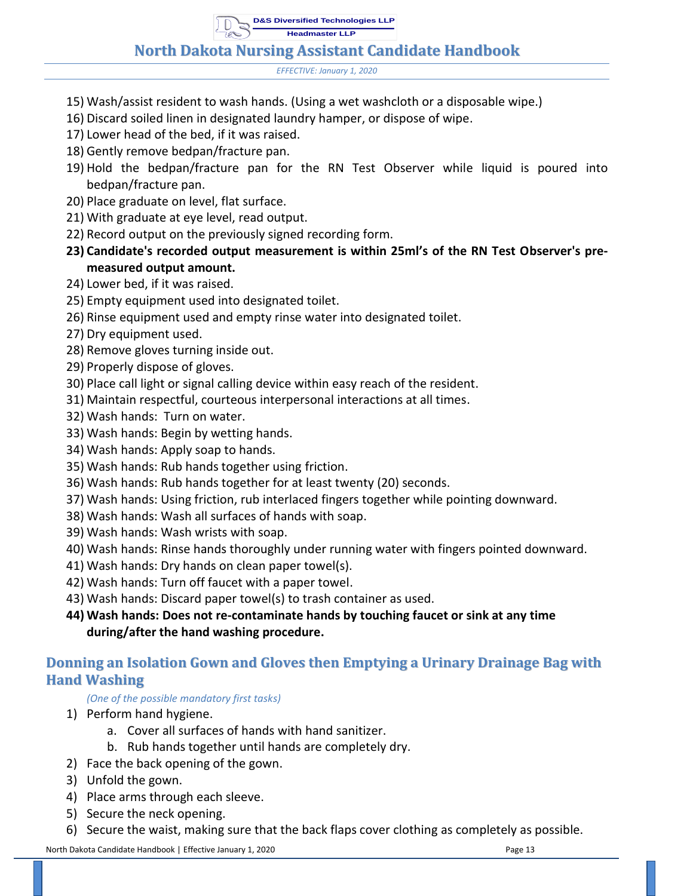15) Wash/assist resident to wash hands. (Using a wet washcloth or a disposable wipe.)
16) Discard soiled linen in designated laundry hamper, or dispose of wipe.
17) Lower head of the bed, if it was raised.
18) Gently remove bedpan/fracture pan.
19) Hold the bedpan/fracture pan for the RN Test Observer while liquid is poured into bedpan/fracture pan.
20) Place graduate on level, flat surface.
21) With graduate at eye level, read output.
22) Record output on the previously signed recording form.
23) **Candidate's recorded output measurement is within 25ml's of the RN Test Observer's pre-measured output amount.**
24) Lower bed, if it was raised.
25) Empty equipment used into designated toilet.
26) Rinse equipment used and empty rinse water into designated toilet.
27) Dry equipment used.
28) Remove gloves turning inside out.
29) Properly dispose of gloves.
30) Place call light or signal calling device within easy reach of the resident.
31) Maintain respectful, courteous interpersonal interactions at all times.
32) Wash hands: Turn on water.
33) Wash hands: Begin by wetting hands.
34) Wash hands: Apply soap to hands.
35) Wash hands: Rub hands together using friction.
36) Wash hands: Rub hands together for at least twenty (20) seconds.
37) Wash hands: Using friction, rub interlaced fingers together while pointing downward.
38) Wash hands: Wash all surfaces of hands with soap.
39) Wash hands: Wash wrists with soap.
40) Wash hands: Rinse hands thoroughly under running water with fingers pointed downward.
41) Wash hands: Dry hands on clean paper towel(s).
42) Wash hands: Turn off faucet with a paper towel.
43) Wash hands: Discard paper towel(s) to trash container as used.
44) **Wash hands: Does not re-contaminate hands by touching faucet or sink at any time during/after the hand washing procedure.**

## Donning an Isolation Gown and Gloves then Emptying a Urinary Drainage Bag with Hand Washing

*(One of the possible mandatory first tasks)*

1) Perform hand hygiene.
    a. Cover all surfaces of hands with hand sanitizer.
    b. Rub hands together until hands are completely dry.
2) Face the back opening of the gown.
3) Unfold the gown.
4) Place arms through each sleeve.
5) Secure the neck opening.
6) Secure the waist, making sure that the back flaps cover clothing as completely as possible.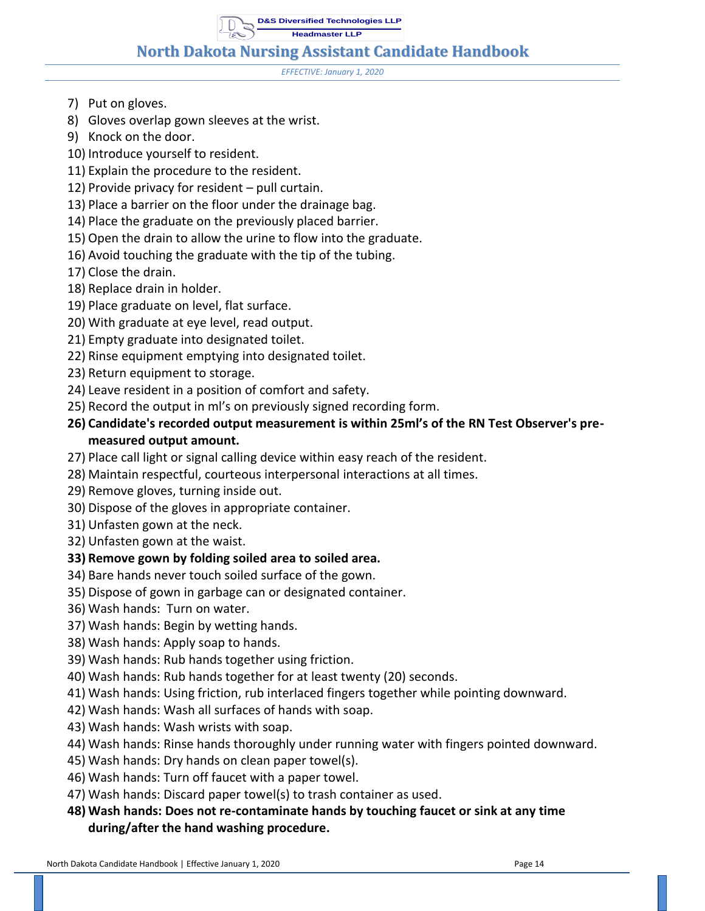7) Put on gloves.
8) Gloves overlap gown sleeves at the wrist.
9) Knock on the door.
10) Introduce yourself to resident.
11) Explain the procedure to the resident.
12) Provide privacy for resident – pull curtain.
13) Place a barrier on the floor under the drainage bag.
14) Place the graduate on the previously placed barrier.
15) Open the drain to allow the urine to flow into the graduate.
16) Avoid touching the graduate with the tip of the tubing.
17) Close the drain.
18) Replace drain in holder.
19) Place graduate on level, flat surface.
20) With graduate at eye level, read output.
21) Empty graduate into designated toilet.
22) Rinse equipment emptying into designated toilet.
23) Return equipment to storage.
24) Leave resident in a position of comfort and safety.
25) Record the output in ml's on previously signed recording form.
26) **Candidate's recorded output measurement is within 25ml's of the RN Test Observer's pre-measured output amount.**
27) Place call light or signal calling device within easy reach of the resident.
28) Maintain respectful, courteous interpersonal interactions at all times.
29) Remove gloves, turning inside out.
30) Dispose of the gloves in appropriate container.
31) Unfasten gown at the neck.
32) Unfasten gown at the waist.
33) **Remove gown by folding soiled area to soiled area.**
34) Bare hands never touch soiled surface of the gown.
35) Dispose of gown in garbage can or designated container.
36) Wash hands: Turn on water.
37) Wash hands: Begin by wetting hands.
38) Wash hands: Apply soap to hands.
39) Wash hands: Rub hands together using friction.
40) Wash hands: Rub hands together for at least twenty (20) seconds.
41) Wash hands: Using friction, rub interlaced fingers together while pointing downward.
42) Wash hands: Wash all surfaces of hands with soap.
43) Wash hands: Wash wrists with soap.
44) Wash hands: Rinse hands thoroughly under running water with fingers pointed downward.
45) Wash hands: Dry hands on clean paper towel(s).
46) Wash hands: Turn off faucet with a paper towel.
47) Wash hands: Discard paper towel(s) to trash container as used.
48) **Wash hands: Does not re-contaminate hands by touching faucet or sink at any time during/after the hand washing procedure.**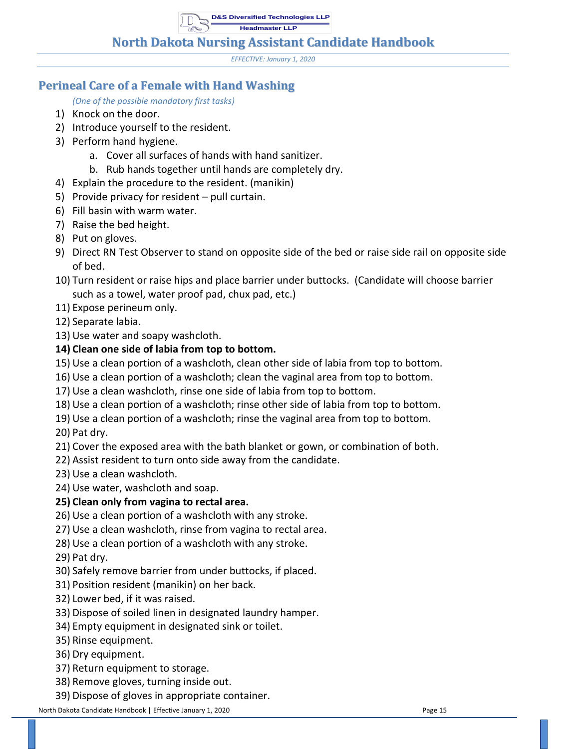## Perineal Care of a Female with Hand Washing

*(One of the possible mandatory first tasks)*

1) Knock on the door.
2) Introduce yourself to the resident.
3) Perform hand hygiene.
    a. Cover all surfaces of hands with hand sanitizer.
    b. Rub hands together until hands are completely dry.
4) Explain the procedure to the resident. (manikin)
5) Provide privacy for resident – pull curtain.
6) Fill basin with warm water.
7) Raise the bed height.
8) Put on gloves.
9) Direct RN Test Observer to stand on opposite side of the bed or raise side rail on opposite side of bed.
10) Turn resident or raise hips and place barrier under buttocks. (Candidate will choose barrier such as a towel, water proof pad, chux pad, etc.)
11) Expose perineum only.
12) Separate labia.
13) Use water and soapy washcloth.
14) **Clean one side of labia from top to bottom.**
15) Use a clean portion of a washcloth, clean other side of labia from top to bottom.
16) Use a clean portion of a washcloth; clean the vaginal area from top to bottom.
17) Use a clean washcloth, rinse one side of labia from top to bottom.
18) Use a clean portion of a washcloth; rinse other side of labia from top to bottom.
19) Use a clean portion of a washcloth; rinse the vaginal area from top to bottom.
20) Pat dry.
21) Cover the exposed area with the bath blanket or gown, or combination of both.
22) Assist resident to turn onto side away from the candidate.
23) Use a clean washcloth.
24) Use water, washcloth and soap.
25) **Clean only from vagina to rectal area.**
26) Use a clean portion of a washcloth with any stroke.
27) Use a clean washcloth, rinse from vagina to rectal area.
28) Use a clean portion of a washcloth with any stroke.
29) Pat dry.
30) Safely remove barrier from under buttocks, if placed.
31) Position resident (manikin) on her back.
32) Lower bed, if it was raised.
33) Dispose of soiled linen in designated laundry hamper.
34) Empty equipment in designated sink or toilet.
35) Rinse equipment.
36) Dry equipment.
37) Return equipment to storage.
38) Remove gloves, turning inside out.
39) Dispose of gloves in appropriate container.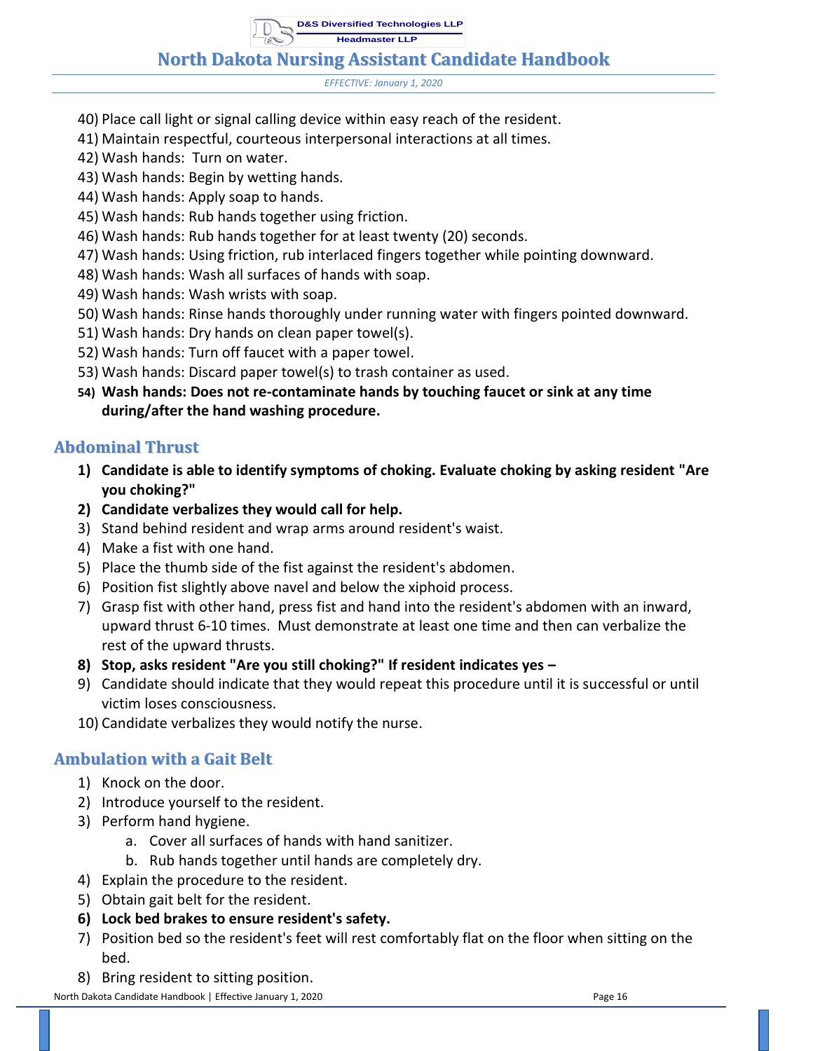40) Place call light or signal calling device within easy reach of the resident.
41) Maintain respectful, courteous interpersonal interactions at all times.
42) Wash hands: Turn on water.
43) Wash hands: Begin by wetting hands.
44) Wash hands: Apply soap to hands.
45) Wash hands: Rub hands together using friction.
46) Wash hands: Rub hands together for at least twenty (20) seconds.
47) Wash hands: Using friction, rub interlaced fingers together while pointing downward.
48) Wash hands: Wash all surfaces of hands with soap.
49) Wash hands: Wash wrists with soap.
50) Wash hands: Rinse hands thoroughly under running water with fingers pointed downward.
51) Wash hands: Dry hands on clean paper towel(s).
52) Wash hands: Turn off faucet with a paper towel.
53) Wash hands: Discard paper towel(s) to trash container as used.
54) **Wash hands: Does not re-contaminate hands by touching faucet or sink at any time during/after the hand washing procedure.**

## Abdominal Thrust

1) **Candidate is able to identify symptoms of choking. Evaluate choking by asking resident "Are you choking?"**
2) **Candidate verbalizes they would call for help.**
3) Stand behind resident and wrap arms around resident's waist.
4) Make a fist with one hand.
5) Place the thumb side of the fist against the resident's abdomen.
6) Position fist slightly above navel and below the xiphoid process.
7) Grasp fist with other hand, press fist and hand into the resident's abdomen with an inward, upward thrust 6-10 times. Must demonstrate at least one time and then can verbalize the rest of the upward thrusts.
8) **Stop, asks resident "Are you still choking?" If resident indicates yes –**
9) Candidate should indicate that they would repeat this procedure until it is successful or until victim loses consciousness.
10) Candidate verbalizes they would notify the nurse.

## Ambulation with a Gait Belt

1) Knock on the door.
2) Introduce yourself to the resident.
3) Perform hand hygiene.
    a. Cover all surfaces of hands with hand sanitizer.
    b. Rub hands together until hands are completely dry.
4) Explain the procedure to the resident.
5) Obtain gait belt for the resident.
6) **Lock bed brakes to ensure resident's safety.**
7) Position bed so the resident's feet will rest comfortably flat on the floor when sitting on the bed.
8) Bring resident to sitting position.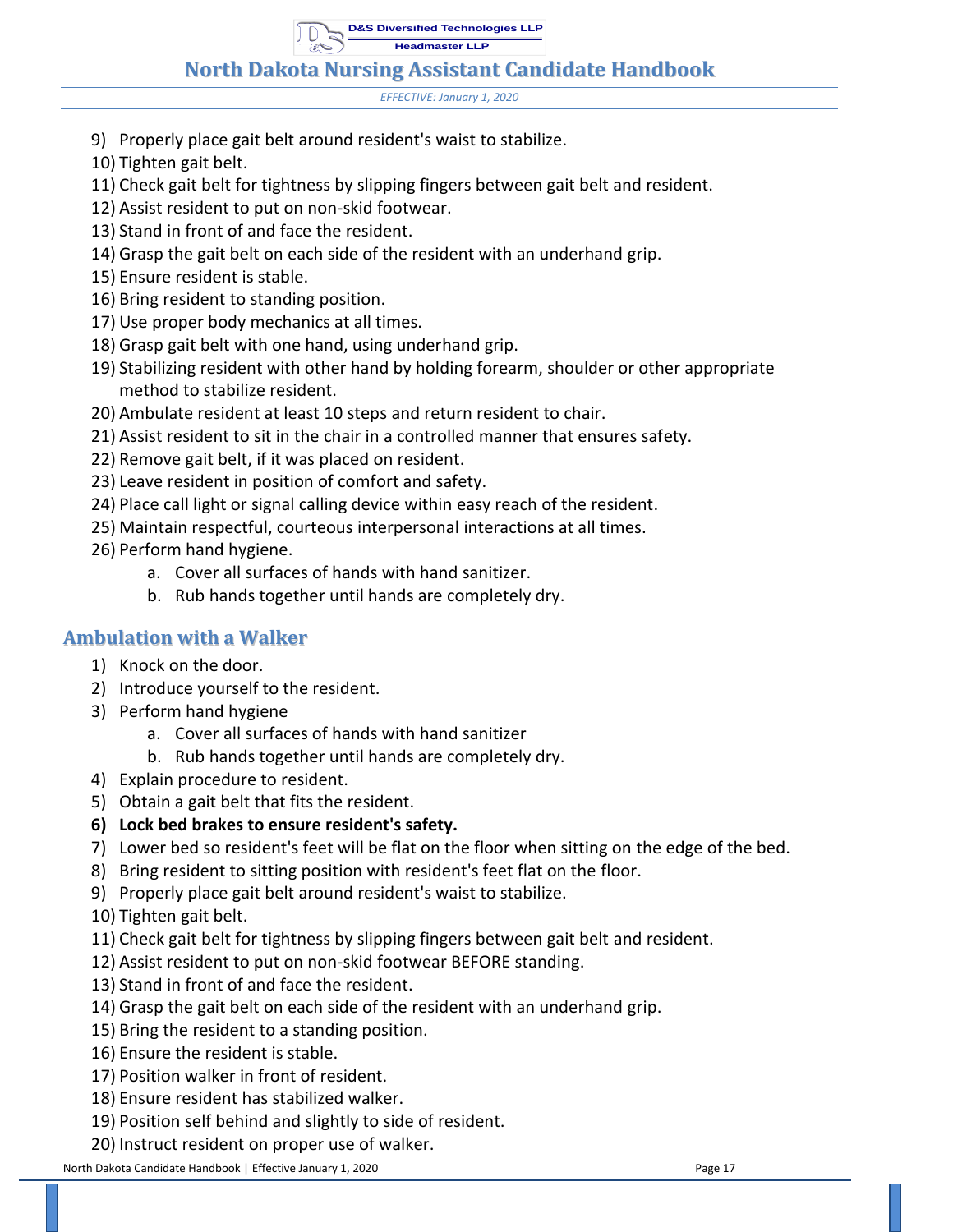9) Properly place gait belt around resident's waist to stabilize.
10) Tighten gait belt.
11) Check gait belt for tightness by slipping fingers between gait belt and resident.
12) Assist resident to put on non-skid footwear.
13) Stand in front of and face the resident.
14) Grasp the gait belt on each side of the resident with an underhand grip.
15) Ensure resident is stable.
16) Bring resident to standing position.
17) Use proper body mechanics at all times.
18) Grasp gait belt with one hand, using underhand grip.
19) Stabilizing resident with other hand by holding forearm, shoulder or other appropriate method to stabilize resident.
20) Ambulate resident at least 10 steps and return resident to chair.
21) Assist resident to sit in the chair in a controlled manner that ensures safety.
22) Remove gait belt, if it was placed on resident.
23) Leave resident in position of comfort and safety.
24) Place call light or signal calling device within easy reach of the resident.
25) Maintain respectful, courteous interpersonal interactions at all times.
26) Perform hand hygiene.
    a. Cover all surfaces of hands with hand sanitizer.
    b. Rub hands together until hands are completely dry.

## Ambulation with a Walker

1) Knock on the door.
2) Introduce yourself to the resident.
3) Perform hand hygiene
    a. Cover all surfaces of hands with hand sanitizer
    b. Rub hands together until hands are completely dry.
4) Explain procedure to resident.
5) Obtain a gait belt that fits the resident.
6) **Lock bed brakes to ensure resident's safety.**
7) Lower bed so resident's feet will be flat on the floor when sitting on the edge of the bed.
8) Bring resident to sitting position with resident's feet flat on the floor.
9) Properly place gait belt around resident's waist to stabilize.
10) Tighten gait belt.
11) Check gait belt for tightness by slipping fingers between gait belt and resident.
12) Assist resident to put on non-skid footwear BEFORE standing.
13) Stand in front of and face the resident.
14) Grasp the gait belt on each side of the resident with an underhand grip.
15) Bring the resident to a standing position.
16) Ensure the resident is stable.
17) Position walker in front of resident.
18) Ensure resident has stabilized walker.
19) Position self behind and slightly to side of resident.
20) Instruct resident on proper use of walker.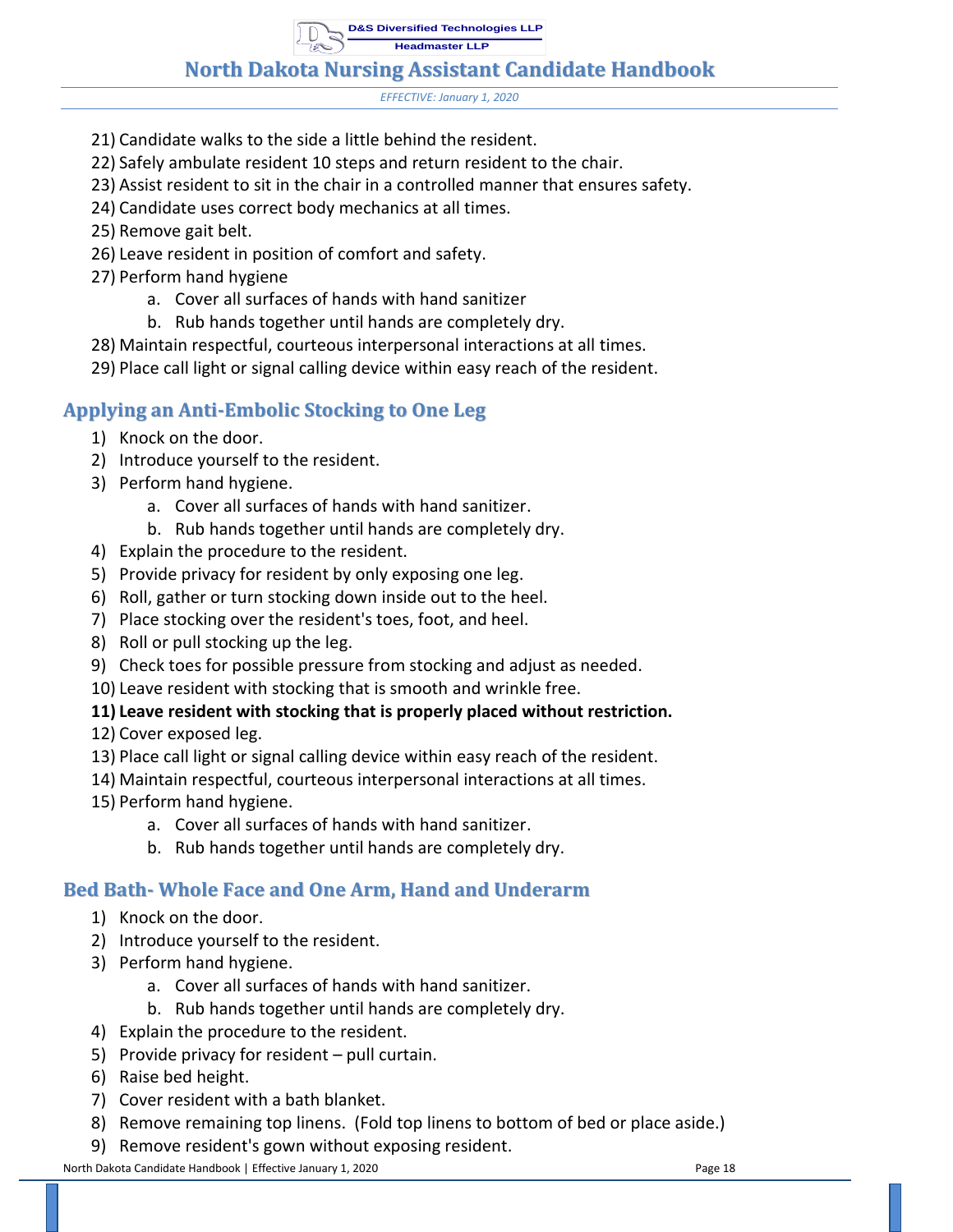21) Candidate walks to the side a little behind the resident.
22) Safely ambulate resident 10 steps and return resident to the chair.
23) Assist resident to sit in the chair in a controlled manner that ensures safety.
24) Candidate uses correct body mechanics at all times.
25) Remove gait belt.
26) Leave resident in position of comfort and safety.
27) Perform hand hygiene
    a. Cover all surfaces of hands with hand sanitizer
    b. Rub hands together until hands are completely dry.
28) Maintain respectful, courteous interpersonal interactions at all times.
29) Place call light or signal calling device within easy reach of the resident.

## Applying an Anti-Embolic Stocking to One Leg

1) Knock on the door.
2) Introduce yourself to the resident.
3) Perform hand hygiene.
    a. Cover all surfaces of hands with hand sanitizer.
    b. Rub hands together until hands are completely dry.
4) Explain the procedure to the resident.
5) Provide privacy for resident by only exposing one leg.
6) Roll, gather or turn stocking down inside out to the heel.
7) Place stocking over the resident's toes, foot, and heel.
8) Roll or pull stocking up the leg.
9) Check toes for possible pressure from stocking and adjust as needed.
10) Leave resident with stocking that is smooth and wrinkle free.
11) **Leave resident with stocking that is properly placed without restriction.**
12) Cover exposed leg.
13) Place call light or signal calling device within easy reach of the resident.
14) Maintain respectful, courteous interpersonal interactions at all times.
15) Perform hand hygiene.
    a. Cover all surfaces of hands with hand sanitizer.
    b. Rub hands together until hands are completely dry.

## Bed Bath- Whole Face and One Arm, Hand and Underarm

1) Knock on the door.
2) Introduce yourself to the resident.
3) Perform hand hygiene.
    a. Cover all surfaces of hands with hand sanitizer.
    b. Rub hands together until hands are completely dry.
4) Explain the procedure to the resident.
5) Provide privacy for resident – pull curtain.
6) Raise bed height.
7) Cover resident with a bath blanket.
8) Remove remaining top linens. (Fold top linens to bottom of bed or place aside.)
9) Remove resident's gown without exposing resident.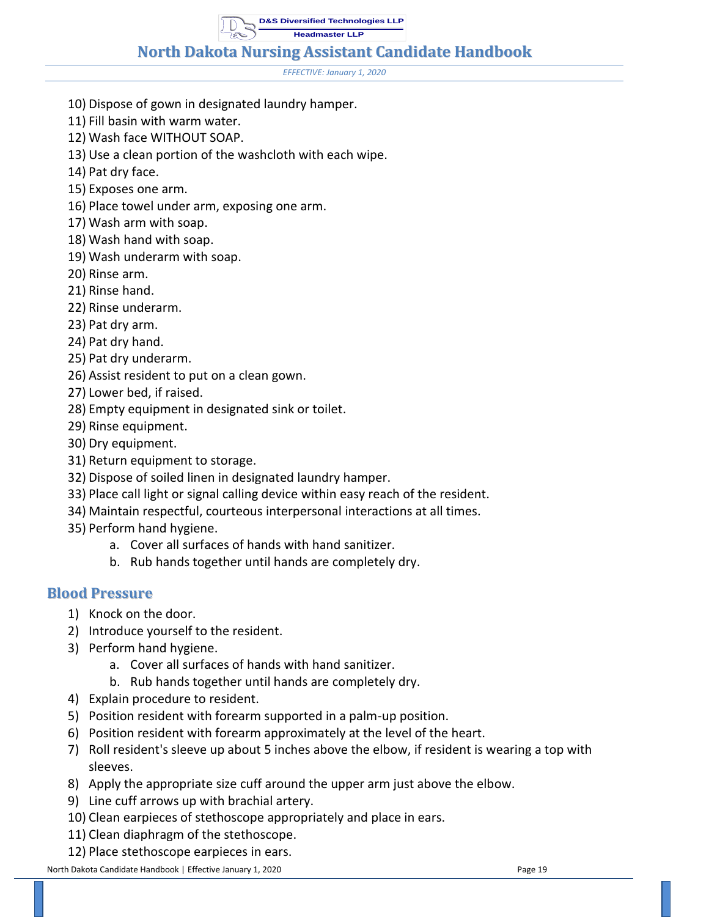10) Dispose of gown in designated laundry hamper.
11) Fill basin with warm water.
12) Wash face WITHOUT SOAP.
13) Use a clean portion of the washcloth with each wipe.
14) Pat dry face.
15) Exposes one arm.
16) Place towel under arm, exposing one arm.
17) Wash arm with soap.
18) Wash hand with soap.
19) Wash underarm with soap.
20) Rinse arm.
21) Rinse hand.
22) Rinse underarm.
23) Pat dry arm.
24) Pat dry hand.
25) Pat dry underarm.
26) Assist resident to put on a clean gown.
27) Lower bed, if raised.
28) Empty equipment in designated sink or toilet.
29) Rinse equipment.
30) Dry equipment.
31) Return equipment to storage.
32) Dispose of soiled linen in designated laundry hamper.
33) Place call light or signal calling device within easy reach of the resident.
34) Maintain respectful, courteous interpersonal interactions at all times.
35) Perform hand hygiene.
    a. Cover all surfaces of hands with hand sanitizer.
    b. Rub hands together until hands are completely dry.

## Blood Pressure

1) Knock on the door.
2) Introduce yourself to the resident.
3) Perform hand hygiene.
    a. Cover all surfaces of hands with hand sanitizer.
    b. Rub hands together until hands are completely dry.
4) Explain procedure to resident.
5) Position resident with forearm supported in a palm-up position.
6) Position resident with forearm approximately at the level of the heart.
7) Roll resident's sleeve up about 5 inches above the elbow, if resident is wearing a top with sleeves.
8) Apply the appropriate size cuff around the upper arm just above the elbow.
9) Line cuff arrows up with brachial artery.
10) Clean earpieces of stethoscope appropriately and place in ears.
11) Clean diaphragm of the stethoscope.
12) Place stethoscope earpieces in ears.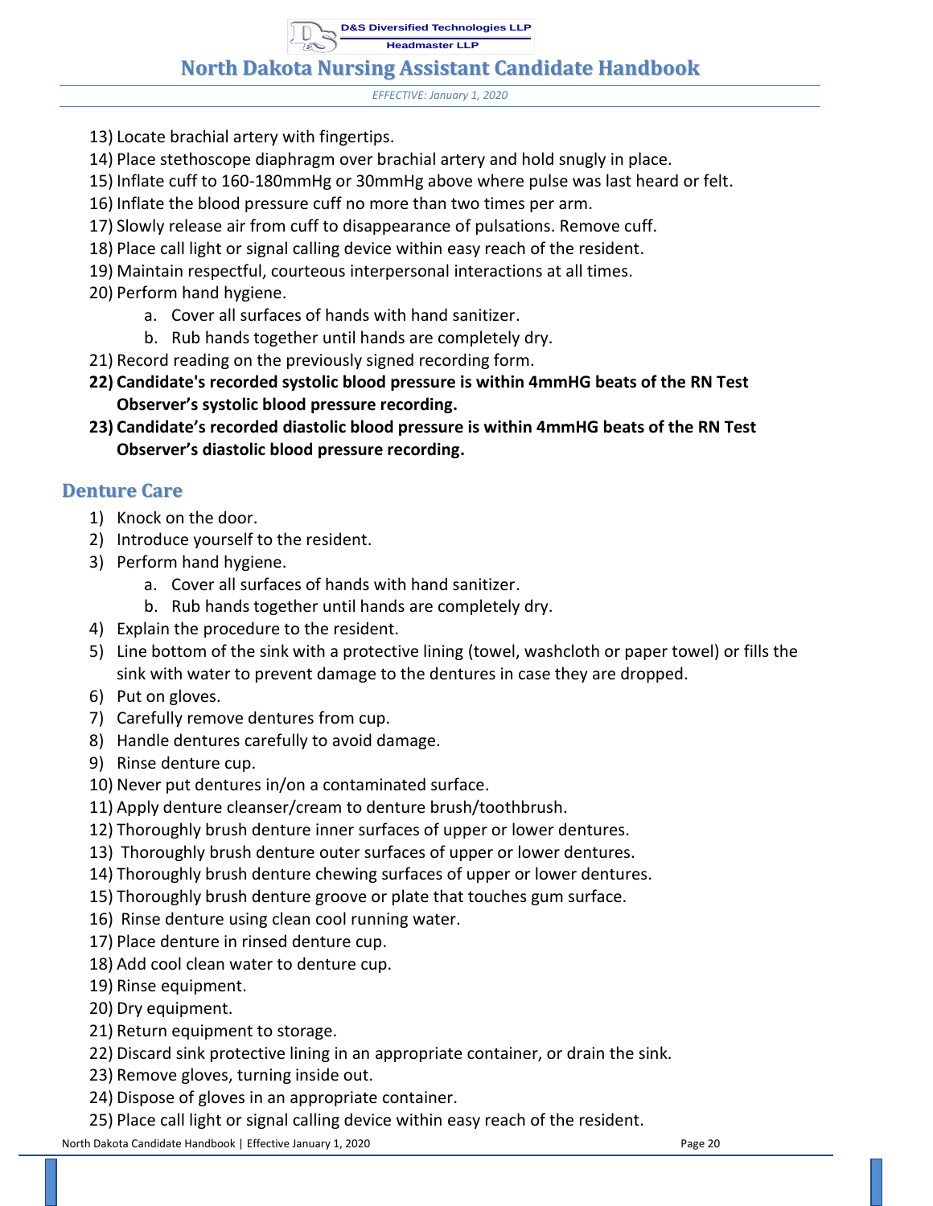13) Locate brachial artery with fingertips.
14) Place stethoscope diaphragm over brachial artery and hold snugly in place.
15) Inflate cuff to 160-180mmHg or 30mmHg above where pulse was last heard or felt.
16) Inflate the blood pressure cuff no more than two times per arm.
17) Slowly release air from cuff to disappearance of pulsations. Remove cuff.
18) Place call light or signal calling device within easy reach of the resident.
19) Maintain respectful, courteous interpersonal interactions at all times.
20) Perform hand hygiene.
    a. Cover all surfaces of hands with hand sanitizer.
    b. Rub hands together until hands are completely dry.
21) Record reading on the previously signed recording form.
22) **Candidate's recorded systolic blood pressure is within 4mmHG beats of the RN Test Observer's systolic blood pressure recording.**
23) **Candidate's recorded diastolic blood pressure is within 4mmHG beats of the RN Test Observer's diastolic blood pressure recording.**

## Denture Care

1) Knock on the door.
2) Introduce yourself to the resident.
3) Perform hand hygiene.
    a. Cover all surfaces of hands with hand sanitizer.
    b. Rub hands together until hands are completely dry.
4) Explain the procedure to the resident.
5) Line bottom of the sink with a protective lining (towel, washcloth or paper towel) or fills the sink with water to prevent damage to the dentures in case they are dropped.
6) Put on gloves.
7) Carefully remove dentures from cup.
8) Handle dentures carefully to avoid damage.
9) Rinse denture cup.
10) Never put dentures in/on a contaminated surface.
11) Apply denture cleanser/cream to denture brush/toothbrush.
12) Thoroughly brush denture inner surfaces of upper or lower dentures.
13) Thoroughly brush denture outer surfaces of upper or lower dentures.
14) Thoroughly brush denture chewing surfaces of upper or lower dentures.
15) Thoroughly brush denture groove or plate that touches gum surface.
16) Rinse denture using clean cool running water.
17) Place denture in rinsed denture cup.
18) Add cool clean water to denture cup.
19) Rinse equipment.
20) Dry equipment.
21) Return equipment to storage.
22) Discard sink protective lining in an appropriate container, or drain the sink.
23) Remove gloves, turning inside out.
24) Dispose of gloves in an appropriate container.
25) Place call light or signal calling device within easy reach of the resident.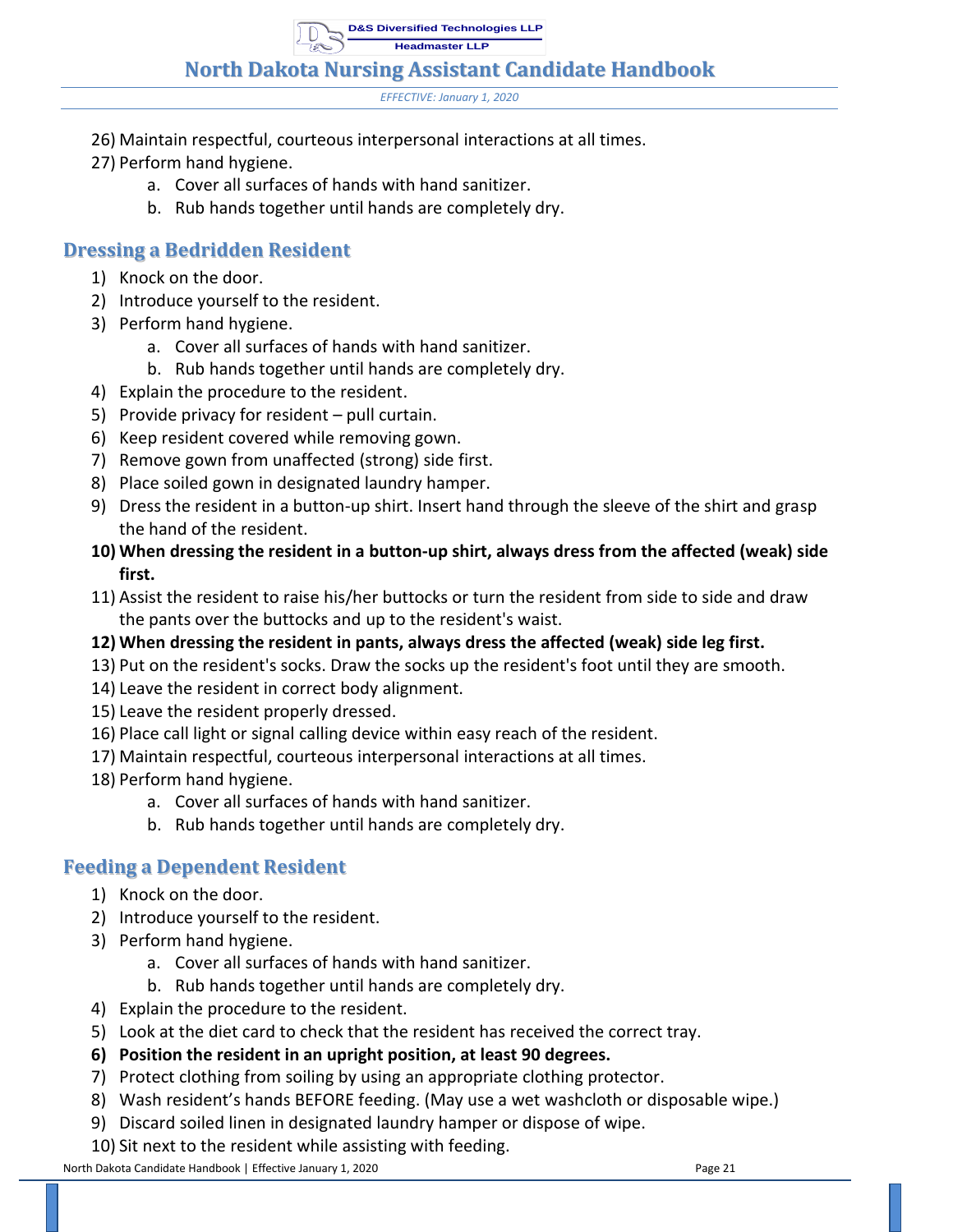26) Maintain respectful, courteous interpersonal interactions at all times.
27) Perform hand hygiene.
    a. Cover all surfaces of hands with hand sanitizer.
    b. Rub hands together until hands are completely dry.

## Dressing a Bedridden Resident

1) Knock on the door.
2) Introduce yourself to the resident.
3) Perform hand hygiene.
    a. Cover all surfaces of hands with hand sanitizer.
    b. Rub hands together until hands are completely dry.
4) Explain the procedure to the resident.
5) Provide privacy for resident – pull curtain.
6) Keep resident covered while removing gown.
7) Remove gown from unaffected (strong) side first.
8) Place soiled gown in designated laundry hamper.
9) Dress the resident in a button-up shirt. Insert hand through the sleeve of the shirt and grasp the hand of the resident.
10) **When dressing the resident in a button-up shirt, always dress from the affected (weak) side first.**
11) Assist the resident to raise his/her buttocks or turn the resident from side to side and draw the pants over the buttocks and up to the resident's waist.
12) **When dressing the resident in pants, always dress the affected (weak) side leg first.**
13) Put on the resident's socks. Draw the socks up the resident's foot until they are smooth.
14) Leave the resident in correct body alignment.
15) Leave the resident properly dressed.
16) Place call light or signal calling device within easy reach of the resident.
17) Maintain respectful, courteous interpersonal interactions at all times.
18) Perform hand hygiene.
    a. Cover all surfaces of hands with hand sanitizer.
    b. Rub hands together until hands are completely dry.

## Feeding a Dependent Resident

1) Knock on the door.
2) Introduce yourself to the resident.
3) Perform hand hygiene.
    a. Cover all surfaces of hands with hand sanitizer.
    b. Rub hands together until hands are completely dry.
4) Explain the procedure to the resident.
5) Look at the diet card to check that the resident has received the correct tray.
6) **Position the resident in an upright position, at least 90 degrees.**
7) Protect clothing from soiling by using an appropriate clothing protector.
8) Wash resident's hands BEFORE feeding. (May use a wet washcloth or disposable wipe.)
9) Discard soiled linen in designated laundry hamper or dispose of wipe.
10) Sit next to the resident while assisting with feeding.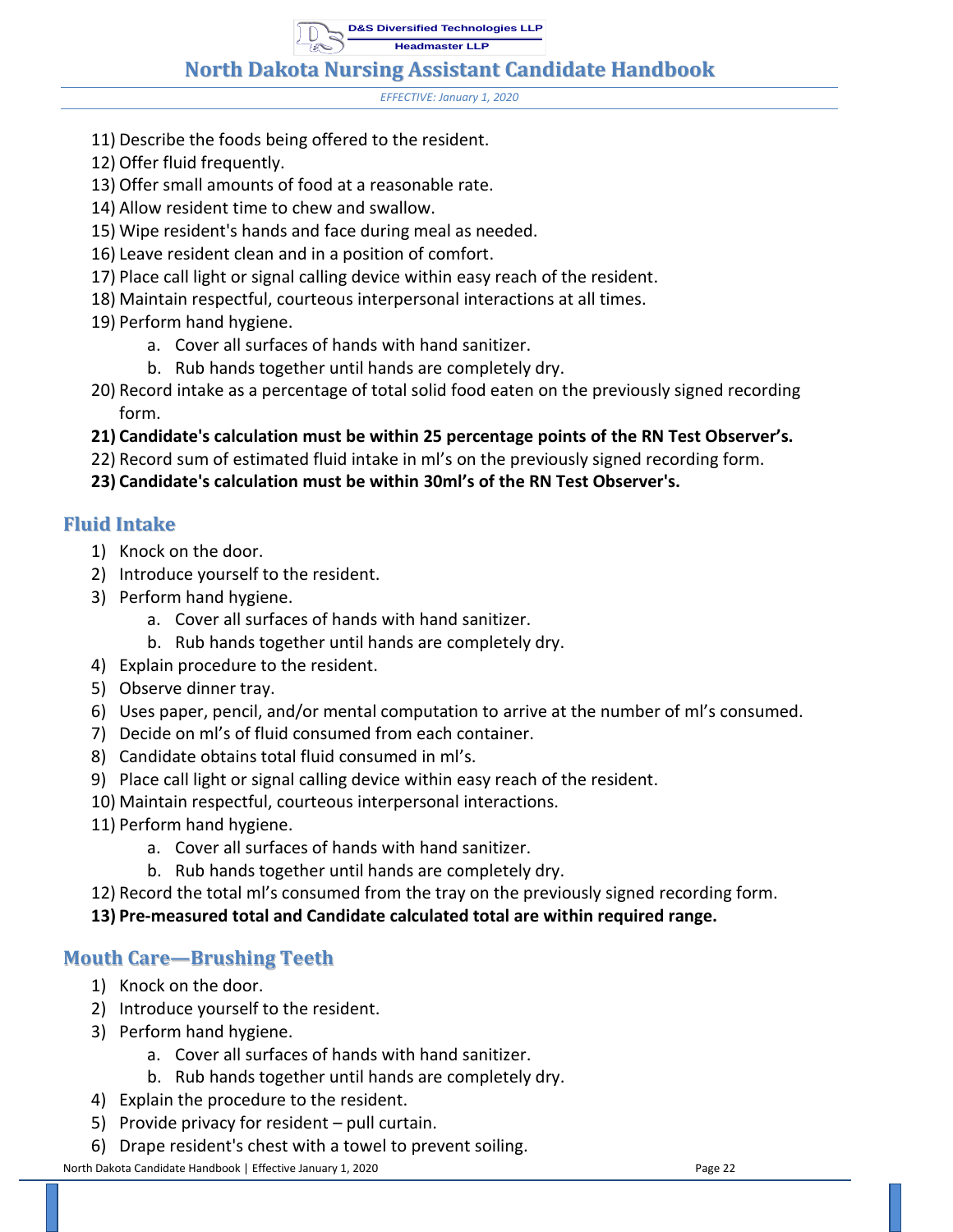11) Describe the foods being offered to the resident.
12) Offer fluid frequently.
13) Offer small amounts of food at a reasonable rate.
14) Allow resident time to chew and swallow.
15) Wipe resident's hands and face during meal as needed.
16) Leave resident clean and in a position of comfort.
17) Place call light or signal calling device within easy reach of the resident.
18) Maintain respectful, courteous interpersonal interactions at all times.
19) Perform hand hygiene.
    a. Cover all surfaces of hands with hand sanitizer.
    b. Rub hands together until hands are completely dry.
20) Record intake as a percentage of total solid food eaten on the previously signed recording form.
21) **Candidate's calculation must be within 25 percentage points of the RN Test Observer's.**
22) Record sum of estimated fluid intake in ml's on the previously signed recording form.
23) **Candidate's calculation must be within 30ml's of the RN Test Observer's.**

## Fluid Intake

1) Knock on the door.
2) Introduce yourself to the resident.
3) Perform hand hygiene.
    a. Cover all surfaces of hands with hand sanitizer.
    b. Rub hands together until hands are completely dry.
4) Explain procedure to the resident.
5) Observe dinner tray.
6) Uses paper, pencil, and/or mental computation to arrive at the number of ml's consumed.
7) Decide on ml's of fluid consumed from each container.
8) Candidate obtains total fluid consumed in ml's.
9) Place call light or signal calling device within easy reach of the resident.
10) Maintain respectful, courteous interpersonal interactions.
11) Perform hand hygiene.
    a. Cover all surfaces of hands with hand sanitizer.
    b. Rub hands together until hands are completely dry.
12) Record the total ml's consumed from the tray on the previously signed recording form.
13) **Pre-measured total and Candidate calculated total are within required range.**

## Mouth Care—Brushing Teeth

1) Knock on the door.
2) Introduce yourself to the resident.
3) Perform hand hygiene.
    a. Cover all surfaces of hands with hand sanitizer.
    b. Rub hands together until hands are completely dry.
4) Explain the procedure to the resident.
5) Provide privacy for resident – pull curtain.
6) Drape resident's chest with a towel to prevent soiling.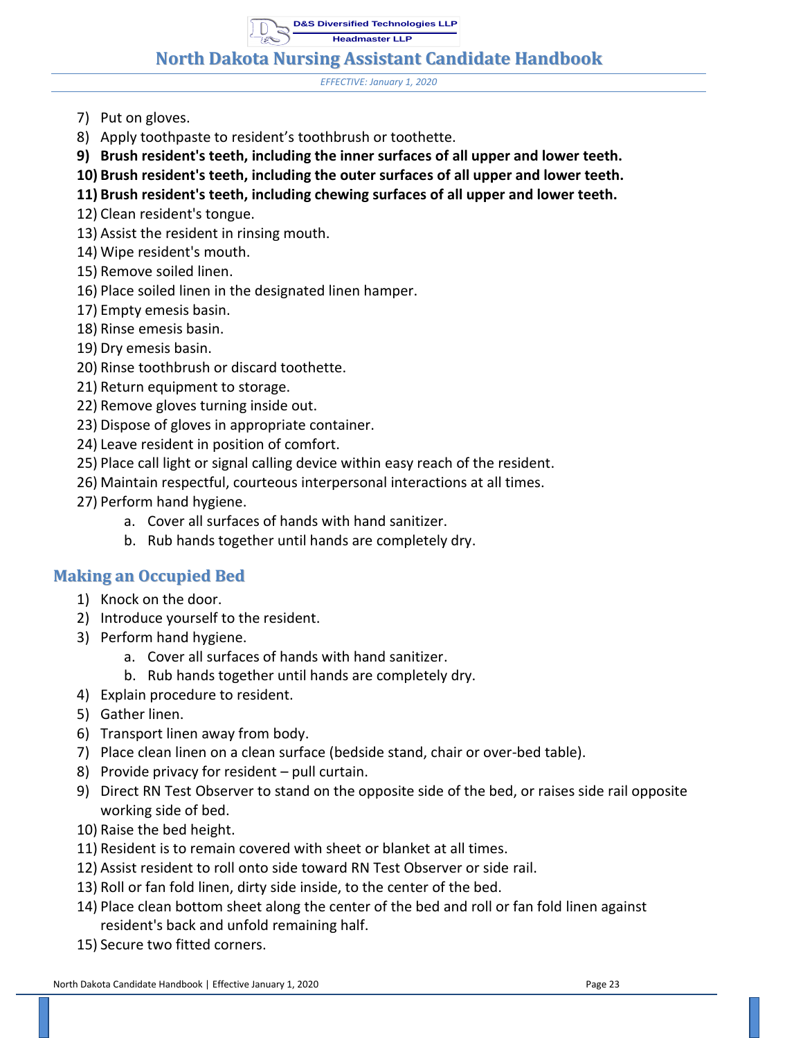7) Put on gloves.
8) Apply toothpaste to resident's toothbrush or toothette.
9) **Brush resident's teeth, including the inner surfaces of all upper and lower teeth.**
10) **Brush resident's teeth, including the outer surfaces of all upper and lower teeth.**
11) **Brush resident's teeth, including chewing surfaces of all upper and lower teeth.**
12) Clean resident's tongue.
13) Assist the resident in rinsing mouth.
14) Wipe resident's mouth.
15) Remove soiled linen.
16) Place soiled linen in the designated linen hamper.
17) Empty emesis basin.
18) Rinse emesis basin.
19) Dry emesis basin.
20) Rinse toothbrush or discard toothette.
21) Return equipment to storage.
22) Remove gloves turning inside out.
23) Dispose of gloves in appropriate container.
24) Leave resident in position of comfort.
25) Place call light or signal calling device within easy reach of the resident.
26) Maintain respectful, courteous interpersonal interactions at all times.
27) Perform hand hygiene.
    a. Cover all surfaces of hands with hand sanitizer.
    b. Rub hands together until hands are completely dry.

## Making an Occupied Bed

1) Knock on the door.
2) Introduce yourself to the resident.
3) Perform hand hygiene.
    a. Cover all surfaces of hands with hand sanitizer.
    b. Rub hands together until hands are completely dry.
4) Explain procedure to resident.
5) Gather linen.
6) Transport linen away from body.
7) Place clean linen on a clean surface (bedside stand, chair or over-bed table).
8) Provide privacy for resident – pull curtain.
9) Direct RN Test Observer to stand on the opposite side of the bed, or raises side rail opposite working side of bed.
10) Raise the bed height.
11) Resident is to remain covered with sheet or blanket at all times.
12) Assist resident to roll onto side toward RN Test Observer or side rail.
13) Roll or fan fold linen, dirty side inside, to the center of the bed.
14) Place clean bottom sheet along the center of the bed and roll or fan fold linen against resident's back and unfold remaining half.
15) Secure two fitted corners.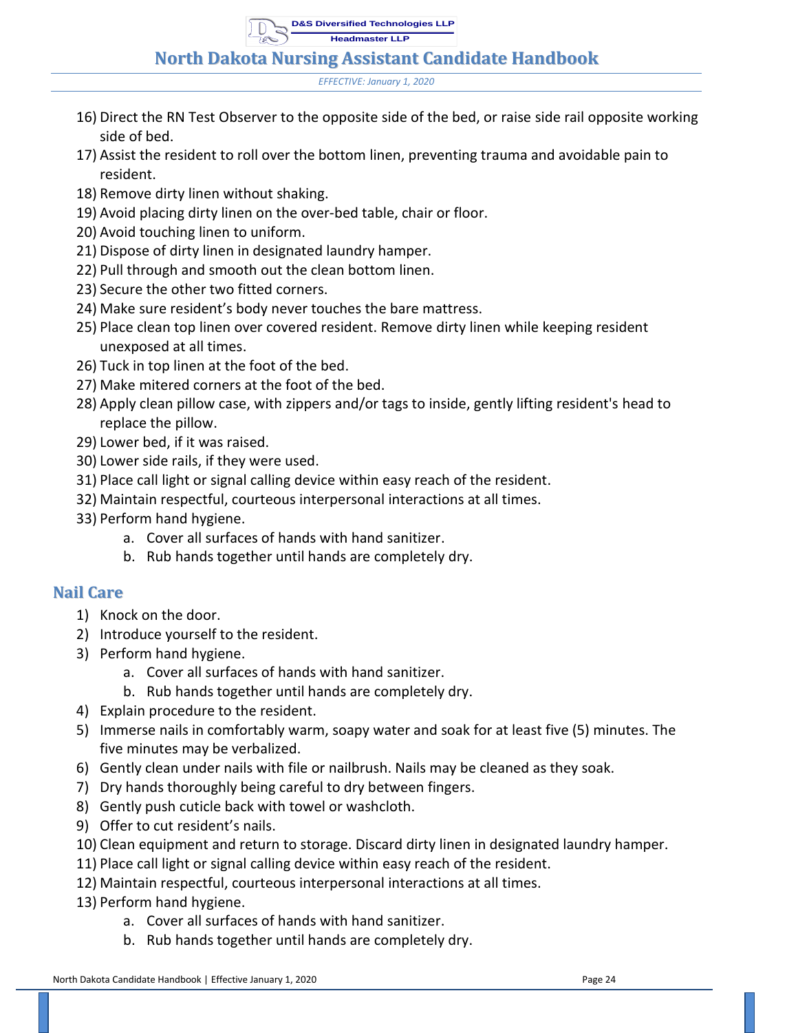16) Direct the RN Test Observer to the opposite side of the bed, or raise side rail opposite working side of bed.
17) Assist the resident to roll over the bottom linen, preventing trauma and avoidable pain to resident.
18) Remove dirty linen without shaking.
19) Avoid placing dirty linen on the over-bed table, chair or floor.
20) Avoid touching linen to uniform.
21) Dispose of dirty linen in designated laundry hamper.
22) Pull through and smooth out the clean bottom linen.
23) Secure the other two fitted corners.
24) Make sure resident's body never touches the bare mattress.
25) Place clean top linen over covered resident. Remove dirty linen while keeping resident unexposed at all times.
26) Tuck in top linen at the foot of the bed.
27) Make mitered corners at the foot of the bed.
28) Apply clean pillow case, with zippers and/or tags to inside, gently lifting resident's head to replace the pillow.
29) Lower bed, if it was raised.
30) Lower side rails, if they were used.
31) Place call light or signal calling device within easy reach of the resident.
32) Maintain respectful, courteous interpersonal interactions at all times.
33) Perform hand hygiene.
    a. Cover all surfaces of hands with hand sanitizer.
    b. Rub hands together until hands are completely dry.

## Nail Care

1) Knock on the door.
2) Introduce yourself to the resident.
3) Perform hand hygiene.
    a. Cover all surfaces of hands with hand sanitizer.
    b. Rub hands together until hands are completely dry.
4) Explain procedure to the resident.
5) Immerse nails in comfortably warm, soapy water and soak for at least five (5) minutes. The five minutes may be verbalized.
6) Gently clean under nails with file or nailbrush. Nails may be cleaned as they soak.
7) Dry hands thoroughly being careful to dry between fingers.
8) Gently push cuticle back with towel or washcloth.
9) Offer to cut resident's nails.
10) Clean equipment and return to storage. Discard dirty linen in designated laundry hamper.
11) Place call light or signal calling device within easy reach of the resident.
12) Maintain respectful, courteous interpersonal interactions at all times.
13) Perform hand hygiene.
    a. Cover all surfaces of hands with hand sanitizer.
    b. Rub hands together until hands are completely dry.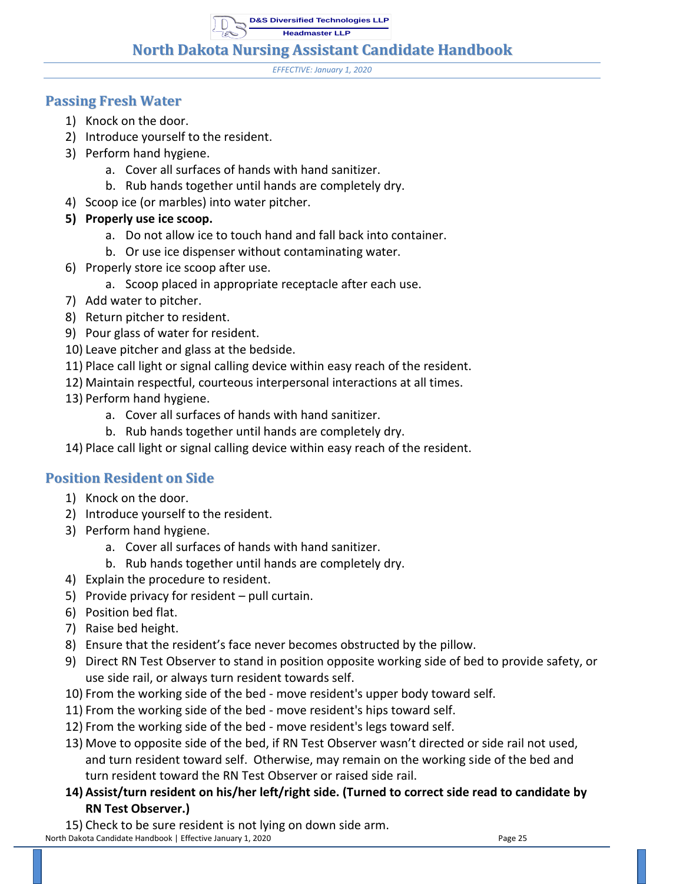## Passing Fresh Water

1) Knock on the door.
2) Introduce yourself to the resident.
3) Perform hand hygiene.
    a. Cover all surfaces of hands with hand sanitizer.
    b. Rub hands together until hands are completely dry.
4) Scoop ice (or marbles) into water pitcher.
5) **Properly use ice scoop.**
    a. Do not allow ice to touch hand and fall back into container.
    b. Or use ice dispenser without contaminating water.
6) Properly store ice scoop after use.
    a. Scoop placed in appropriate receptacle after each use.
7) Add water to pitcher.
8) Return pitcher to resident.
9) Pour glass of water for resident.
10) Leave pitcher and glass at the bedside.
11) Place call light or signal calling device within easy reach of the resident.
12) Maintain respectful, courteous interpersonal interactions at all times.
13) Perform hand hygiene.
    a. Cover all surfaces of hands with hand sanitizer.
    b. Rub hands together until hands are completely dry.
14) Place call light or signal calling device within easy reach of the resident.

## Position Resident on Side

1) Knock on the door.
2) Introduce yourself to the resident.
3) Perform hand hygiene.
    a. Cover all surfaces of hands with hand sanitizer.
    b. Rub hands together until hands are completely dry.
4) Explain the procedure to resident.
5) Provide privacy for resident – pull curtain.
6) Position bed flat.
7) Raise bed height.
8) Ensure that the resident's face never becomes obstructed by the pillow.
9) Direct RN Test Observer to stand in position opposite working side of bed to provide safety, or use side rail, or always turn resident towards self.
10) From the working side of the bed - move resident's upper body toward self.
11) From the working side of the bed - move resident's hips toward self.
12) From the working side of the bed - move resident's legs toward self.
13) Move to opposite side of the bed, if RN Test Observer wasn't directed or side rail not used, and turn resident toward self. Otherwise, may remain on the working side of the bed and turn resident toward the RN Test Observer or raised side rail.
14) **Assist/turn resident on his/her left/right side. (Turned to correct side read to candidate by RN Test Observer.)**
15) Check to be sure resident is not lying on down side arm.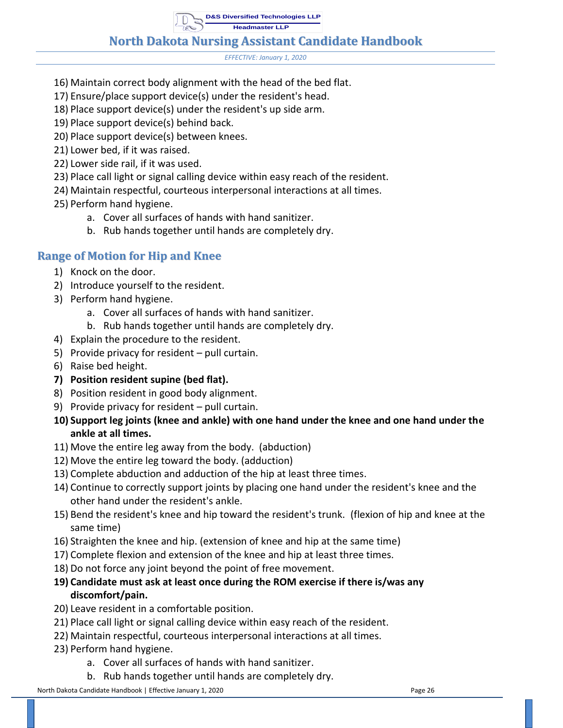16) Maintain correct body alignment with the head of the bed flat.
17) Ensure/place support device(s) under the resident's head.
18) Place support device(s) under the resident's up side arm.
19) Place support device(s) behind back.
20) Place support device(s) between knees.
21) Lower bed, if it was raised.
22) Lower side rail, if it was used.
23) Place call light or signal calling device within easy reach of the resident.
24) Maintain respectful, courteous interpersonal interactions at all times.
25) Perform hand hygiene.
    a. Cover all surfaces of hands with hand sanitizer.
    b. Rub hands together until hands are completely dry.

## Range of Motion for Hip and Knee

1) Knock on the door.
2) Introduce yourself to the resident.
3) Perform hand hygiene.
    a. Cover all surfaces of hands with hand sanitizer.
    b. Rub hands together until hands are completely dry.
4) Explain the procedure to the resident.
5) Provide privacy for resident – pull curtain.
6) Raise bed height.
7) **Position resident supine (bed flat).**
8) Position resident in good body alignment.
9) Provide privacy for resident – pull curtain.
10) **Support leg joints (knee and ankle) with one hand under the knee and one hand under the ankle at all times.**
11) Move the entire leg away from the body. (abduction)
12) Move the entire leg toward the body. (adduction)
13) Complete abduction and adduction of the hip at least three times.
14) Continue to correctly support joints by placing one hand under the resident's knee and the other hand under the resident's ankle.
15) Bend the resident's knee and hip toward the resident's trunk. (flexion of hip and knee at the same time)
16) Straighten the knee and hip. (extension of knee and hip at the same time)
17) Complete flexion and extension of the knee and hip at least three times.
18) Do not force any joint beyond the point of free movement.
19) **Candidate must ask at least once during the ROM exercise if there is/was any discomfort/pain.**
20) Leave resident in a comfortable position.
21) Place call light or signal calling device within easy reach of the resident.
22) Maintain respectful, courteous interpersonal interactions at all times.
23) Perform hand hygiene.
    a. Cover all surfaces of hands with hand sanitizer.
    b. Rub hands together until hands are completely dry.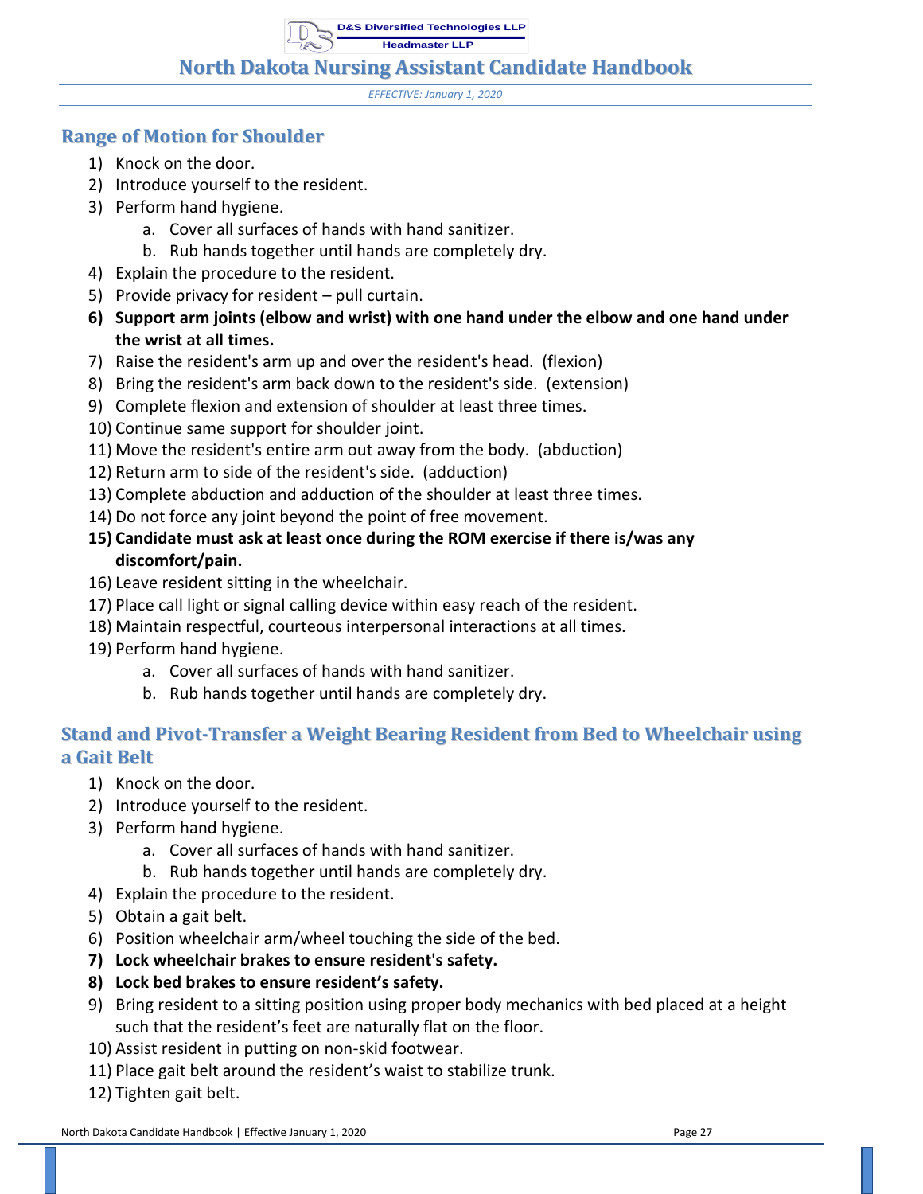## Range of Motion for Shoulder

1) Knock on the door.
2) Introduce yourself to the resident.
3) Perform hand hygiene.
    a. Cover all surfaces of hands with hand sanitizer.
    b. Rub hands together until hands are completely dry.
4) Explain the procedure to the resident.
5) Provide privacy for resident – pull curtain.
6) **Support arm joints (elbow and wrist) with one hand under the elbow and one hand under the wrist at all times.**
7) Raise the resident's arm up and over the resident's head. (flexion)
8) Bring the resident's arm back down to the resident's side. (extension)
9) Complete flexion and extension of shoulder at least three times.
10) Continue same support for shoulder joint.
11) Move the resident's entire arm out away from the body. (abduction)
12) Return arm to side of the resident's side. (adduction)
13) Complete abduction and adduction of the shoulder at least three times.
14) Do not force any joint beyond the point of free movement.
15) **Candidate must ask at least once during the ROM exercise if there is/was any discomfort/pain.**
16) Leave resident sitting in the wheelchair.
17) Place call light or signal calling device within easy reach of the resident.
18) Maintain respectful, courteous interpersonal interactions at all times.
19) Perform hand hygiene.
    a. Cover all surfaces of hands with hand sanitizer.
    b. Rub hands together until hands are completely dry.

## Stand and Pivot-Transfer a Weight Bearing Resident from Bed to Wheelchair using a Gait Belt

1) Knock on the door.
2) Introduce yourself to the resident.
3) Perform hand hygiene.
    a. Cover all surfaces of hands with hand sanitizer.
    b. Rub hands together until hands are completely dry.
4) Explain the procedure to the resident.
5) Obtain a gait belt.
6) Position wheelchair arm/wheel touching the side of the bed.
7) **Lock wheelchair brakes to ensure resident's safety.**
8) **Lock bed brakes to ensure resident's safety.**
9) Bring resident to a sitting position using proper body mechanics with bed placed at a height such that the resident's feet are naturally flat on the floor.
10) Assist resident in putting on non-skid footwear.
11) Place gait belt around the resident's waist to stabilize trunk.
12) Tighten gait belt.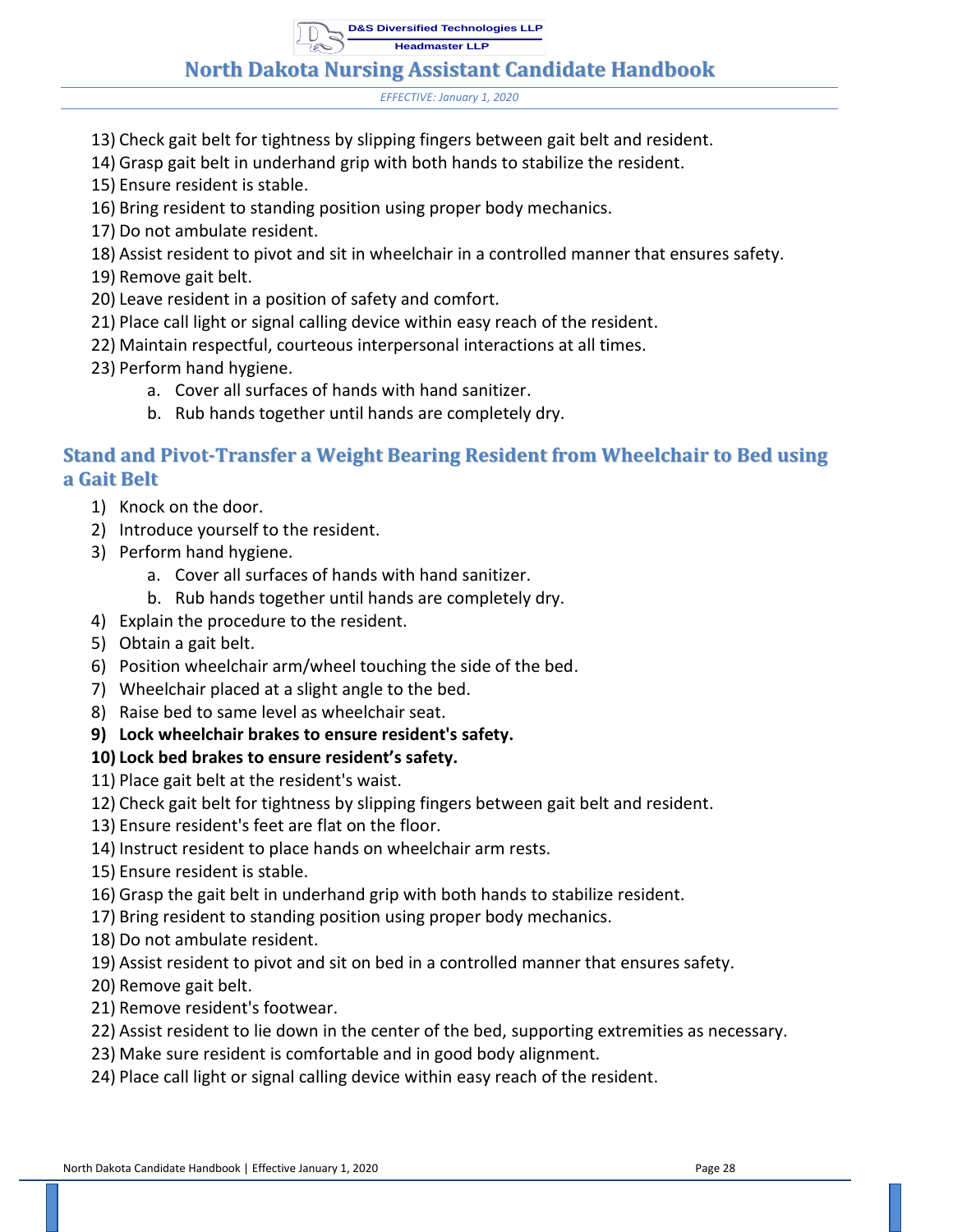13) Check gait belt for tightness by slipping fingers between gait belt and resident.
14) Grasp gait belt in underhand grip with both hands to stabilize the resident.
15) Ensure resident is stable.
16) Bring resident to standing position using proper body mechanics.
17) Do not ambulate resident.
18) Assist resident to pivot and sit in wheelchair in a controlled manner that ensures safety.
19) Remove gait belt.
20) Leave resident in a position of safety and comfort.
21) Place call light or signal calling device within easy reach of the resident.
22) Maintain respectful, courteous interpersonal interactions at all times.
23) Perform hand hygiene.
    a. Cover all surfaces of hands with hand sanitizer.
    b. Rub hands together until hands are completely dry.

## Stand and Pivot-Transfer a Weight Bearing Resident from Wheelchair to Bed using a Gait Belt

1) Knock on the door.
2) Introduce yourself to the resident.
3) Perform hand hygiene.
    a. Cover all surfaces of hands with hand sanitizer.
    b. Rub hands together until hands are completely dry.
4) Explain the procedure to the resident.
5) Obtain a gait belt.
6) Position wheelchair arm/wheel touching the side of the bed.
7) Wheelchair placed at a slight angle to the bed.
8) Raise bed to same level as wheelchair seat.
9) **Lock wheelchair brakes to ensure resident's safety.**
10) **Lock bed brakes to ensure resident's safety.**
11) Place gait belt at the resident's waist.
12) Check gait belt for tightness by slipping fingers between gait belt and resident.
13) Ensure resident's feet are flat on the floor.
14) Instruct resident to place hands on wheelchair arm rests.
15) Ensure resident is stable.
16) Grasp the gait belt in underhand grip with both hands to stabilize resident.
17) Bring resident to standing position using proper body mechanics.
18) Do not ambulate resident.
19) Assist resident to pivot and sit on bed in a controlled manner that ensures safety.
20) Remove gait belt.
21) Remove resident's footwear.
22) Assist resident to lie down in the center of the bed, supporting extremities as necessary.
23) Make sure resident is comfortable and in good body alignment.
24) Place call light or signal calling device within easy reach of the resident.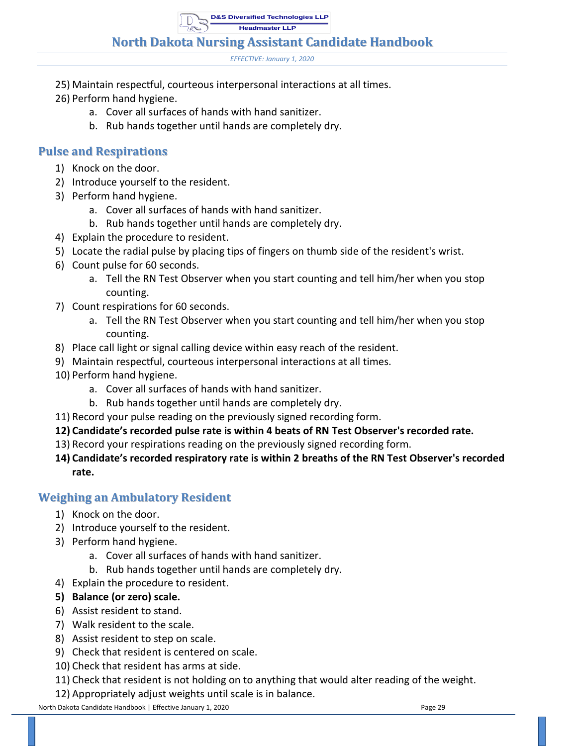25) Maintain respectful, courteous interpersonal interactions at all times.
26) Perform hand hygiene.
    a. Cover all surfaces of hands with hand sanitizer.
    b. Rub hands together until hands are completely dry.

## Pulse and Respirations

1) Knock on the door.
2) Introduce yourself to the resident.
3) Perform hand hygiene.
    a. Cover all surfaces of hands with hand sanitizer.
    b. Rub hands together until hands are completely dry.
4) Explain the procedure to resident.
5) Locate the radial pulse by placing tips of fingers on thumb side of the resident's wrist.
6) Count pulse for 60 seconds.
    a. Tell the RN Test Observer when you start counting and tell him/her when you stop counting.
7) Count respirations for 60 seconds.
    a. Tell the RN Test Observer when you start counting and tell him/her when you stop counting.
8) Place call light or signal calling device within easy reach of the resident.
9) Maintain respectful, courteous interpersonal interactions at all times.
10) Perform hand hygiene.
    a. Cover all surfaces of hands with hand sanitizer.
    b. Rub hands together until hands are completely dry.
11) Record your pulse reading on the previously signed recording form.
12) **Candidate's recorded pulse rate is within 4 beats of RN Test Observer's recorded rate.**
13) Record your respirations reading on the previously signed recording form.
14) **Candidate's recorded respiratory rate is within 2 breaths of the RN Test Observer's recorded rate.**

## Weighing an Ambulatory Resident

1) Knock on the door.
2) Introduce yourself to the resident.
3) Perform hand hygiene.
    a. Cover all surfaces of hands with hand sanitizer.
    b. Rub hands together until hands are completely dry.
4) Explain the procedure to resident.
5) **Balance (or zero) scale.**
6) Assist resident to stand.
7) Walk resident to the scale.
8) Assist resident to step on scale.
9) Check that resident is centered on scale.
10) Check that resident has arms at side.
11) Check that resident is not holding on to anything that would alter reading of the weight.
12) Appropriately adjust weights until scale is in balance.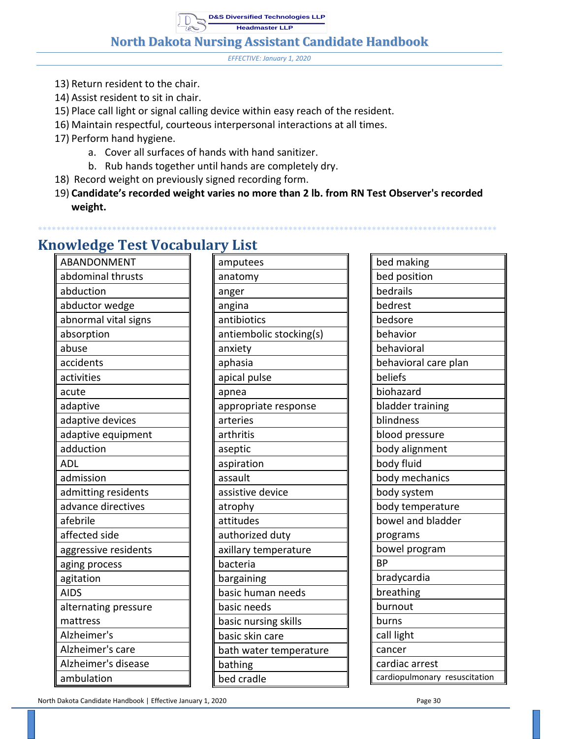13) Return resident to the chair.
14) Assist resident to sit in chair.
15) Place call light or signal calling device within easy reach of the resident.
16) Maintain respectful, courteous interpersonal interactions at all times.
17) Perform hand hygiene.
    a. Cover all surfaces of hands with hand sanitizer.
    b. Rub hands together until hands are completely dry.
18) Record weight on previously signed recording form.
19) **Candidate's recorded weight varies no more than 2 lb. from RN Test Observer's recorded weight.**

*****************************************************************************************************

## Knowledge Test Vocabulary List

| | | |
|---|---|---|
| ABANDONMENT | amputees | bed making |
| abdominal thrusts | anatomy | bed position |
| abduction | anger | bedrails |
| abductor wedge | angina | bedrest |
| abnormal vital signs | antibiotics | bedsore |
| absorption | antiembolic stocking(s) | behavior |
| abuse | anxiety | behavioral |
| accidents | aphasia | behavioral care plan |
| activities | apical pulse | beliefs |
| acute | apnea | biohazard |
| adaptive | appropriate response | bladder training |
| adaptive devices | arteries | blindness |
| adaptive equipment | arthritis | blood pressure |
| adduction | aseptic | body alignment |
| ADL | aspiration | body fluid |
| admission | assault | body mechanics |
| admitting residents | assistive device | body system |
| advance directives | atrophy | body temperature |
| afebrile | attitudes | bowel and bladder programs |
| affected side | authorized duty | bowel program |
| aggressive residents | axillary temperature | BP |
| aging process | bacteria | bradycardia |
| agitation | bargaining | breathing |
| AIDS | basic human needs | burnout |
| alternating pressure mattress | basic needs | burns |
| Alzheimer's | basic nursing skills | call light |
| Alzheimer's care | basic skin care | cancer |
| Alzheimer's disease | bath water temperature | cardiac arrest |
| ambulation | bathing | cardiopulmonary resuscitation |
| | bed cradle | |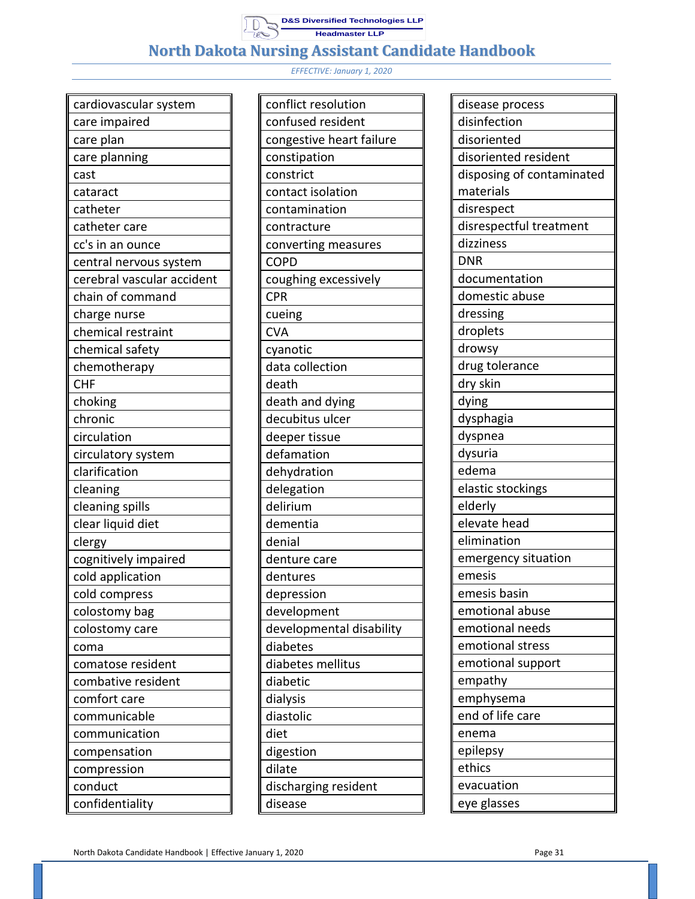| |
|---|
| cardiovascular system |
| care impaired |
| care plan |
| care planning |
| cast |
| cataract |
| catheter |
| catheter care |
| cc's in an ounce |
| central nervous system |
| cerebral vascular accident |
| chain of command |
| charge nurse |
| chemical restraint |
| chemical safety |
| chemotherapy |
| CHF |
| choking |
| chronic |
| circulation |
| circulatory system |
| clarification |
| cleaning |
| cleaning spills |
| clear liquid diet |
| clergy |
| cognitively impaired |
| cold application |
| cold compress |
| colostomy bag |
| colostomy care |
| coma |
| comatose resident |
| combative resident |
| comfort care |
| communicable |
| communication |
| compensation |
| compression |
| conduct |
| confidentiality |

| |
|---|
| conflict resolution |
| confused resident |
| congestive heart failure |
| constipation |
| constrict |
| contact isolation |
| contamination |
| contracture |
| converting measures |
| COPD |
| coughing excessively |
| CPR |
| cueing |
| CVA |
| cyanotic |
| data collection |
| death |
| death and dying |
| decubitus ulcer |
| deeper tissue |
| defamation |
| dehydration |
| delegation |
| delirium |
| dementia |
| denial |
| denture care |
| dentures |
| depression |
| development |
| developmental disability |
| diabetes |
| diabetes mellitus |
| diabetic |
| dialysis |
| diastolic |
| diet |
| digestion |
| dilate |
| discharging resident |
| disease |

| |
|---|
| disease process |
| disinfection |
| disoriented |
| disoriented resident |
| disposing of contaminated materials |
| disrespect |
| disrespectful treatment |
| dizziness |
| DNR |
| documentation |
| domestic abuse |
| dressing |
| droplets |
| drowsy |
| drug tolerance |
| dry skin |
| dying |
| dysphagia |
| dyspnea |
| dysuria |
| edema |
| elastic stockings |
| elderly |
| elevate head |
| elimination |
| emergency situation |
| emesis |
| emesis basin |
| emotional abuse |
| emotional needs |
| emotional stress |
| emotional support |
| empathy |
| emphysema |
| end of life care |
| enema |
| epilepsy |
| ethics |
| evacuation |
| eye glasses |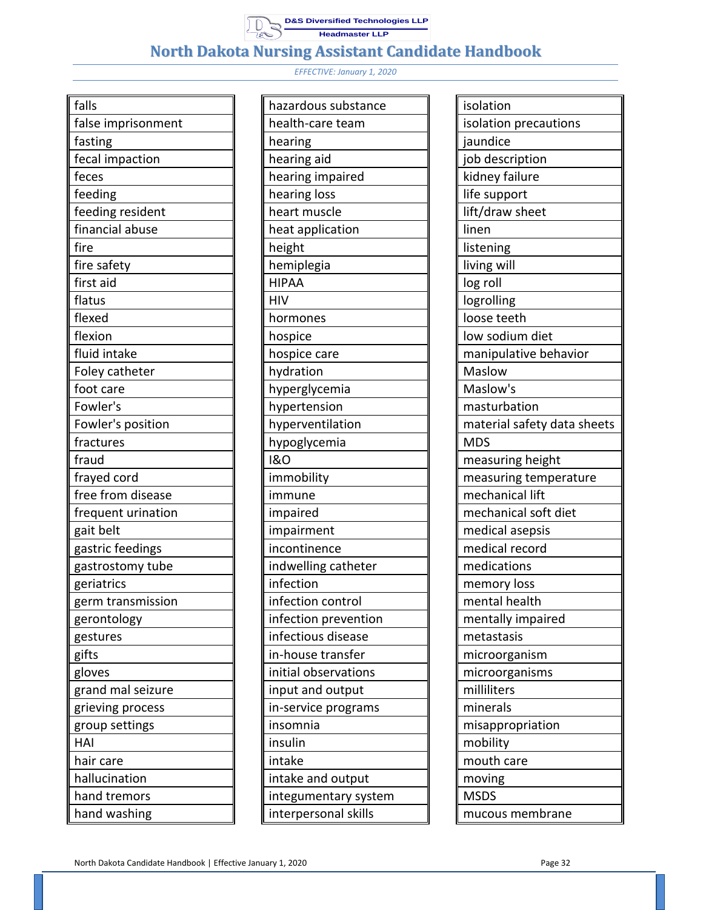| falls |
|---|
| false imprisonment |
| fasting |
| fecal impaction |
| feces |
| feeding |
| feeding resident |
| financial abuse |
| fire |
| fire safety |
| first aid |
| flatus |
| flexed |
| flexion |
| fluid intake |
| Foley catheter |
| foot care |
| Fowler's |
| Fowler's position |
| fractures |
| fraud |
| frayed cord |
| free from disease |
| frequent urination |
| gait belt |
| gastric feedings |
| gastrostomy tube |
| geriatrics |
| germ transmission |
| gerontology |
| gestures |
| gifts |
| gloves |
| grand mal seizure |
| grieving process |
| group settings |
| HAI |
| hair care |
| hallucination |
| hand tremors |
| hand washing |

| hazardous substance |
|---|
| health-care team |
| hearing |
| hearing aid |
| hearing impaired |
| hearing loss |
| heart muscle |
| heat application |
| height |
| hemiplegia |
| HIPAA |
| HIV |
| hormones |
| hospice |
| hospice care |
| hydration |
| hyperglycemia |
| hypertension |
| hyperventilation |
| hypoglycemia |
| I&O |
| immobility |
| immune |
| impaired |
| impairment |
| incontinence |
| indwelling catheter |
| infection |
| infection control |
| infection prevention |
| infectious disease |
| in-house transfer |
| initial observations |
| input and output |
| in-service programs |
| insomnia |
| insulin |
| intake |
| intake and output |
| integumentary system |
| interpersonal skills |

| isolation |
|---|
| isolation precautions |
| jaundice |
| job description |
| kidney failure |
| life support |
| lift/draw sheet |
| linen |
| listening |
| living will |
| log roll |
| logrolling |
| loose teeth |
| low sodium diet |
| manipulative behavior |
| Maslow |
| Maslow's |
| masturbation |
| material safety data sheets |
| MDS |
| measuring height |
| measuring temperature |
| mechanical lift |
| mechanical soft diet |
| medical asepsis |
| medical record |
| medications |
| memory loss |
| mental health |
| mentally impaired |
| metastasis |
| microorganism |
| microorganisms |
| milliliters |
| minerals |
| misappropriation |
| mobility |
| mouth care |
| moving |
| MSDS |
| mucous membrane |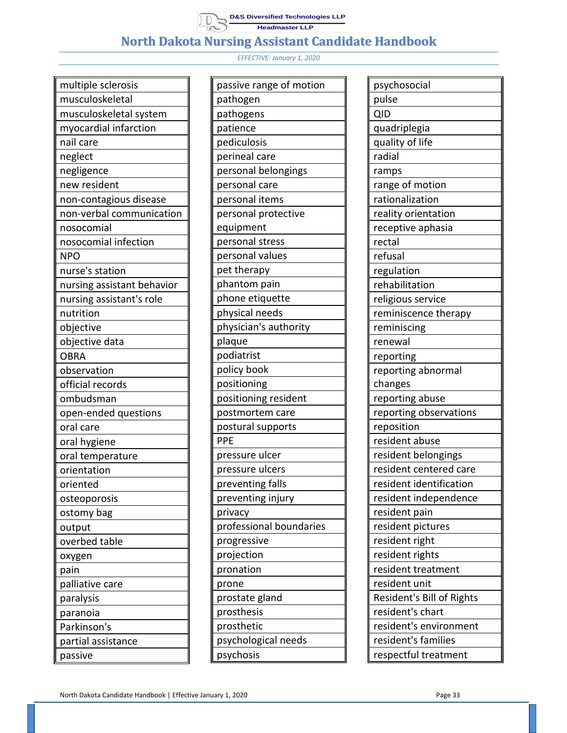| multiple sclerosis |
|---|
| musculoskeletal |
| musculoskeletal system |
| myocardial infarction |
| nail care |
| neglect |
| negligence |
| new resident |
| non-contagious disease |
| non-verbal communication |
| nosocomial |
| nosocomial infection |
| NPO |
| nurse's station |
| nursing assistant behavior |
| nursing assistant's role |
| nutrition |
| objective |
| objective data |
| OBRA |
| observation |
| official records |
| ombudsman |
| open-ended questions |
| oral care |
| oral hygiene |
| oral temperature |
| orientation |
| oriented |
| osteoporosis |
| ostomy bag |
| output |
| overbed table |
| oxygen |
| pain |
| palliative care |
| paralysis |
| paranoia |
| Parkinson's |
| partial assistance |
| passive |

| passive range of motion |
|---|
| pathogen |
| pathogens |
| patience |
| pediculosis |
| perineal care |
| personal belongings |
| personal care |
| personal items |
| personal protective equipment |
| personal stress |
| personal values |
| pet therapy |
| phantom pain |
| phone etiquette |
| physical needs |
| physician's authority |
| plaque |
| podiatrist |
| policy book |
| positioning |
| positioning resident |
| postmortem care |
| postural supports |
| PPE |
| pressure ulcer |
| pressure ulcers |
| preventing falls |
| preventing injury |
| privacy |
| professional boundaries |
| progressive |
| projection |
| pronation |
| prone |
| prostate gland |
| prosthesis |
| prosthetic |
| psychological needs |
| psychosis |

| psychosocial |
|---|
| pulse |
| QID |
| quadriplegia |
| quality of life |
| radial |
| ramps |
| range of motion |
| rationalization |
| reality orientation |
| receptive aphasia |
| rectal |
| refusal |
| regulation |
| rehabilitation |
| religious service |
| reminiscence therapy |
| reminiscing |
| renewal |
| reporting |
| reporting abnormal changes |
| reporting abuse |
| reporting observations |
| reposition |
| resident abuse |
| resident belongings |
| resident centered care |
| resident identification |
| resident independence |
| resident pain |
| resident pictures |
| resident right |
| resident rights |
| resident treatment |
| resident unit |
| Resident's Bill of Rights |
| resident's chart |
| resident's environment |
| resident's families |
| respectful treatment |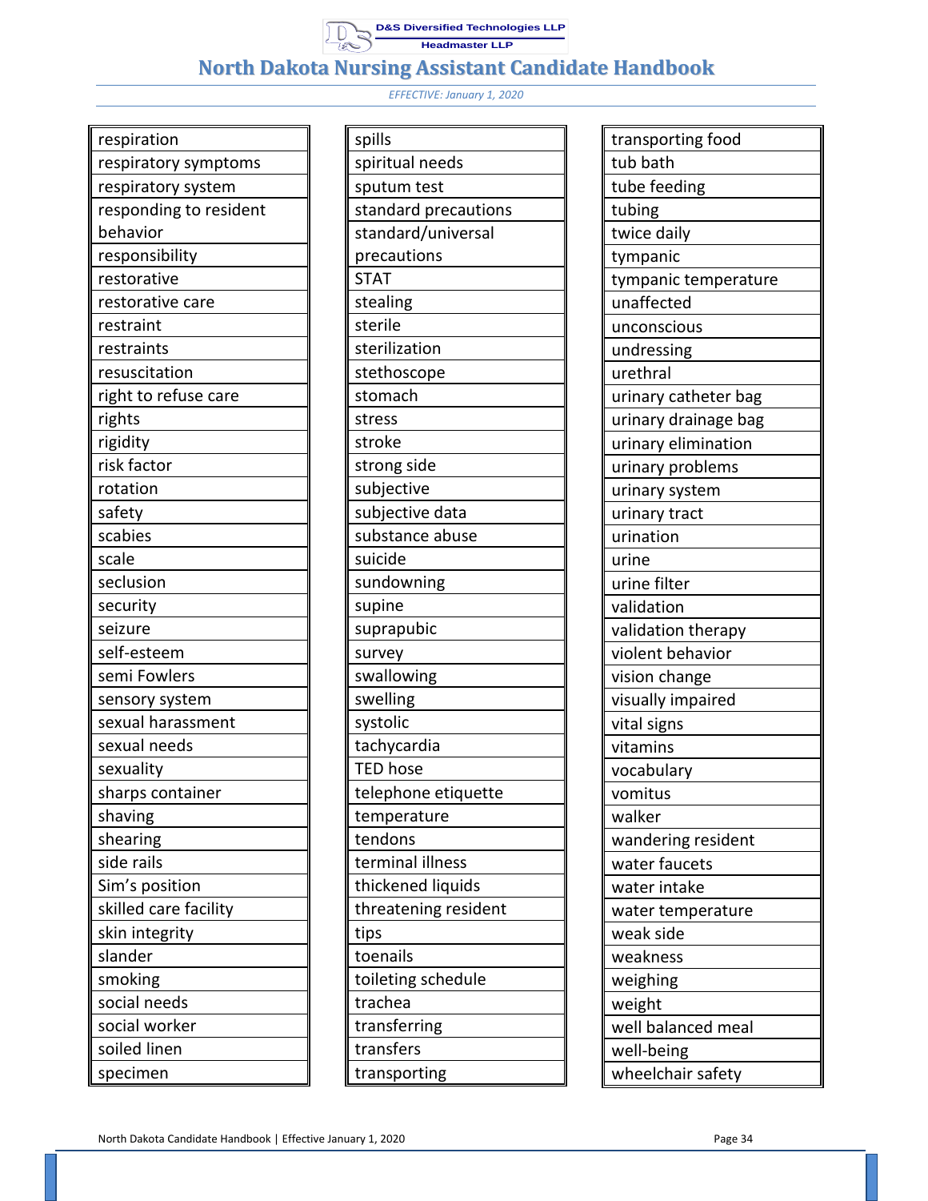| respiration |
|---|
| respiratory symptoms |
| respiratory system |
| responding to resident behavior |
| responsibility |
| restorative |
| restorative care |
| restraint |
| restraints |
| resuscitation |
| right to refuse care |
| rights |
| rigidity |
| risk factor |
| rotation |
| safety |
| scabies |
| scale |
| seclusion |
| security |
| seizure |
| self-esteem |
| semi Fowlers |
| sensory system |
| sexual harassment |
| sexual needs |
| sexuality |
| sharps container |
| shaving |
| shearing |
| side rails |
| Sim's position |
| skilled care facility |
| skin integrity |
| slander |
| smoking |
| social needs |
| social worker |
| soiled linen |
| specimen |

| spills |
|---|
| spiritual needs |
| sputum test |
| standard precautions |
| standard/universal precautions |
| STAT |
| stealing |
| sterile |
| sterilization |
| stethoscope |
| stomach |
| stress |
| stroke |
| strong side |
| subjective |
| subjective data |
| substance abuse |
| suicide |
| sundowning |
| supine |
| suprapubic |
| survey |
| swallowing |
| swelling |
| systolic |
| tachycardia |
| TED hose |
| telephone etiquette |
| temperature |
| tendons |
| terminal illness |
| thickened liquids |
| threatening resident |
| tips |
| toenails |
| toileting schedule |
| trachea |
| transferring |
| transfers |
| transporting |

| transporting food |
|---|
| tub bath |
| tube feeding |
| tubing |
| twice daily |
| tympanic |
| tympanic temperature |
| unaffected |
| unconscious |
| undressing |
| urethral |
| urinary catheter bag |
| urinary drainage bag |
| urinary elimination |
| urinary problems |
| urinary system |
| urinary tract |
| urination |
| urine |
| urine filter |
| validation |
| validation therapy |
| violent behavior |
| vision change |
| visually impaired |
| vital signs |
| vitamins |
| vocabulary |
| vomitus |
| walker |
| wandering resident |
| water faucets |
| water intake |
| water temperature |
| weak side |
| weakness |
| weighing |
| weight |
| well balanced meal |
| well-being |
| wheelchair safety |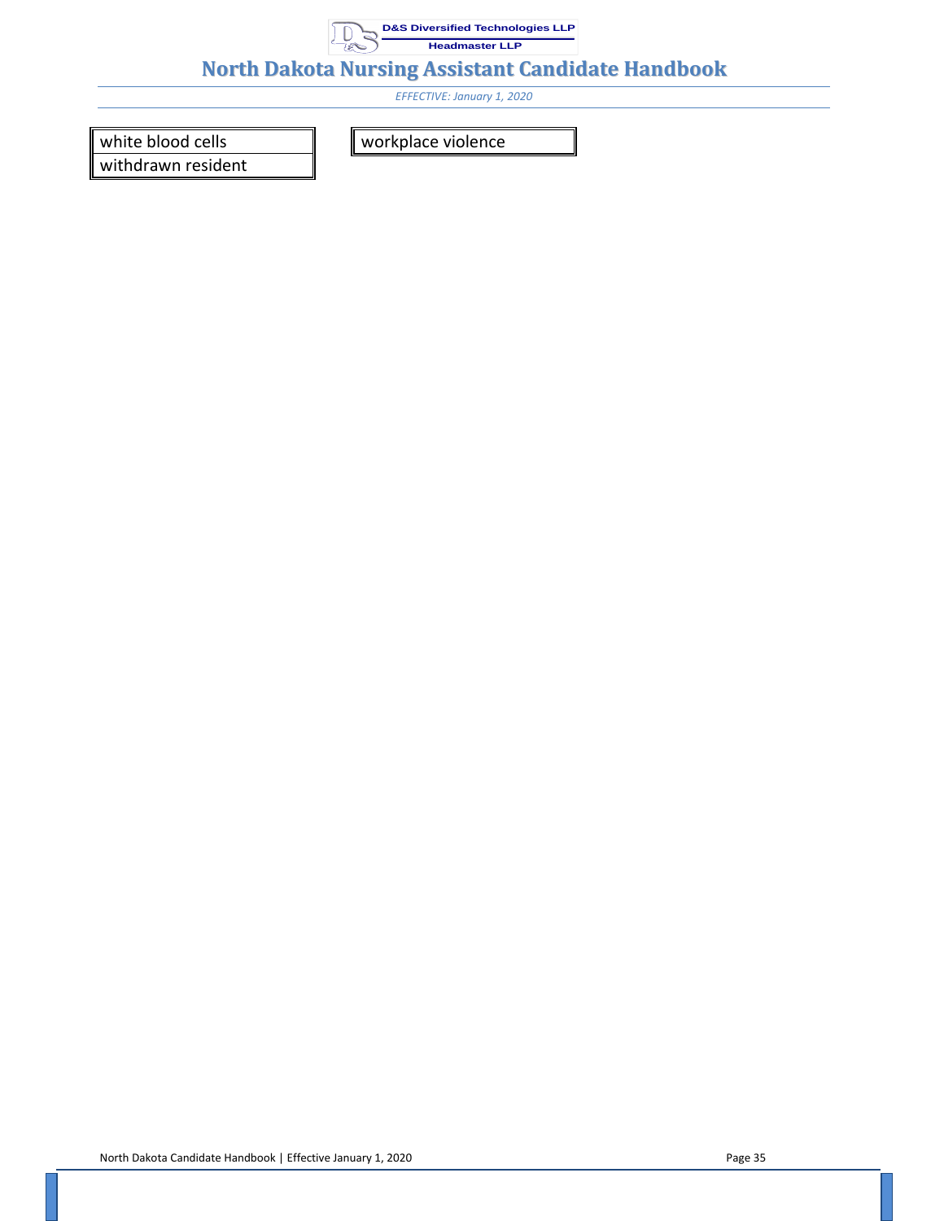| | |
|---|---|
| white blood cells | workplace violence |
| withdrawn resident | |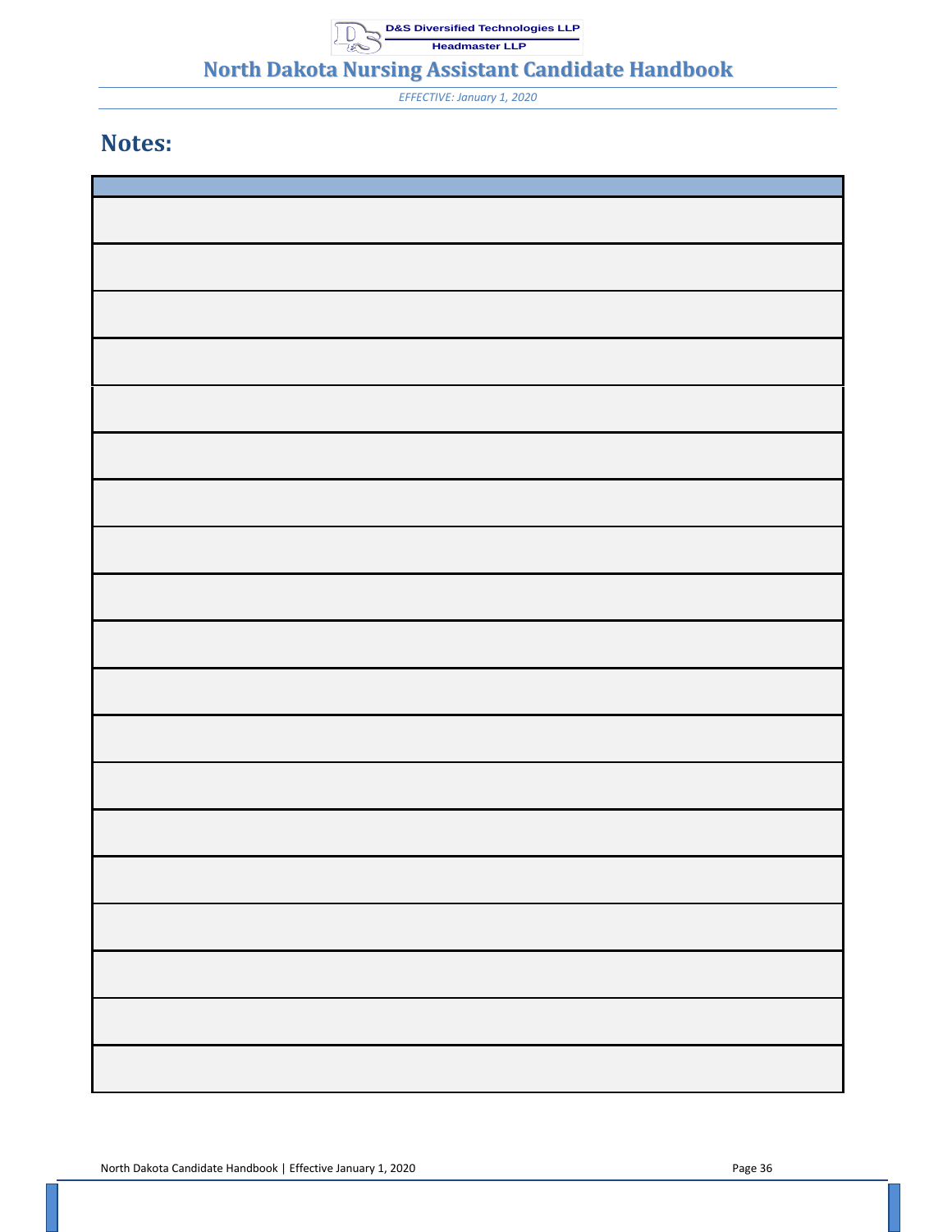# Notes:

| |
|---|
| |
| |
| |
| |
| |
| |
| |
| |
| |
| |
| |
| |
| |
| |
| |
| |
| |
| |
| |